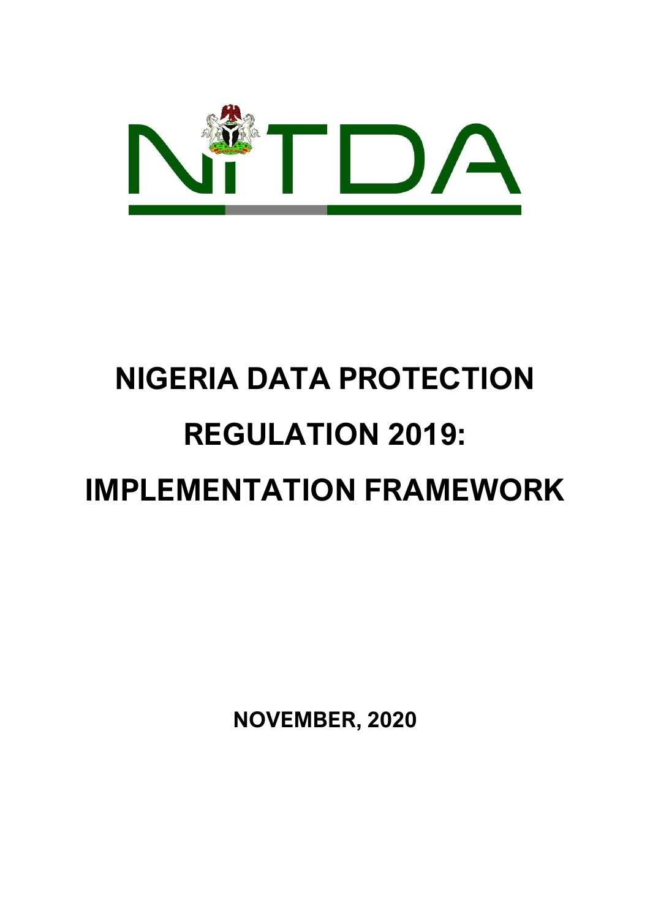NITDA

# NIGERIA DATA PROTECTION REGULATION 2019: IMPLEMENTATION FRAMEWORK

**NOVEMBER, 2020**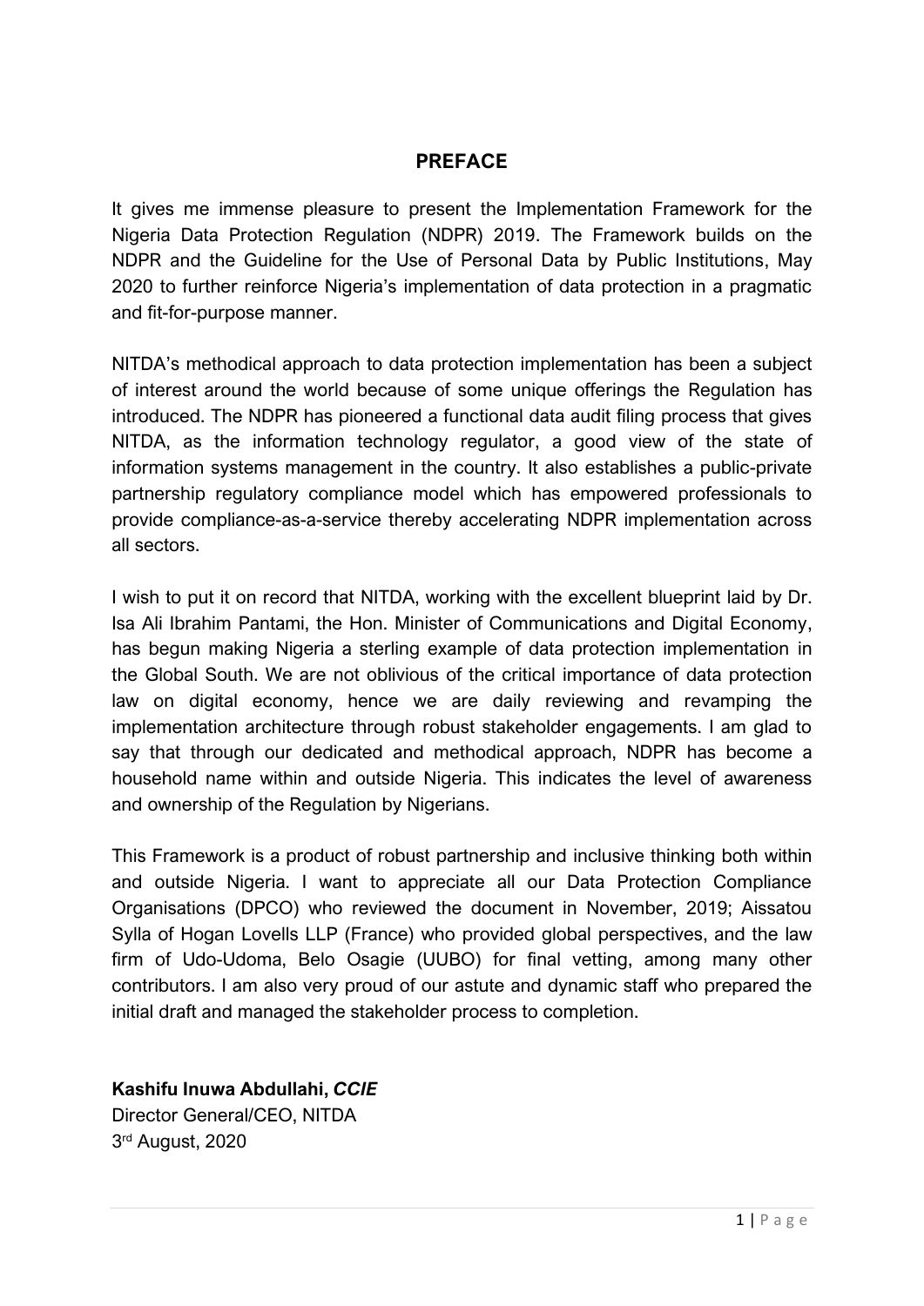## PREFACE

It gives me immense pleasure to present the Implementation Framework for the Nigeria Data Protection Regulation (NDPR) 2019. The Framework builds on the NDPR and the Guideline for the Use of Personal Data by Public Institutions, May 2020 to further reinforce Nigeria's implementation of data protection in a pragmatic and fit-for-purpose manner.

NITDA's methodical approach to data protection implementation has been a subject of interest around the world because of some unique offerings the Regulation has introduced. The NDPR has pioneered a functional data audit filing process that gives NITDA, as the information technology regulator, a good view of the state of information systems management in the country. It also establishes a public-private partnership regulatory compliance model which has empowered professionals to provide compliance-as-a-service thereby accelerating NDPR implementation across all sectors.

I wish to put it on record that NITDA, working with the excellent blueprint laid by Dr. Isa Ali Ibrahim Pantami, the Hon. Minister of Communications and Digital Economy, has begun making Nigeria a sterling example of data protection implementation in the Global South. We are not oblivious of the critical importance of data protection law on digital economy, hence we are daily reviewing and revamping the implementation architecture through robust stakeholder engagements. I am glad to say that through our dedicated and methodical approach, NDPR has become a household name within and outside Nigeria. This indicates the level of awareness and ownership of the Regulation by Nigerians.

This Framework is a product of robust partnership and inclusive thinking both within and outside Nigeria. I want to appreciate all our Data Protection Compliance Organisations (DPCO) who reviewed the document in November, 2019; Aissatou Sylla of Hogan Lovells LLP (France) who provided global perspectives, and the law firm of Udo-Udoma, Belo Osagie (UUBO) for final vetting, among many other contributors. I am also very proud of our astute and dynamic staff who prepared the initial draft and managed the stakeholder process to completion.

**Kashifu Inuwa Abdullahi, *CCIE***
Director General/CEO, NITDA
3rd August, 2020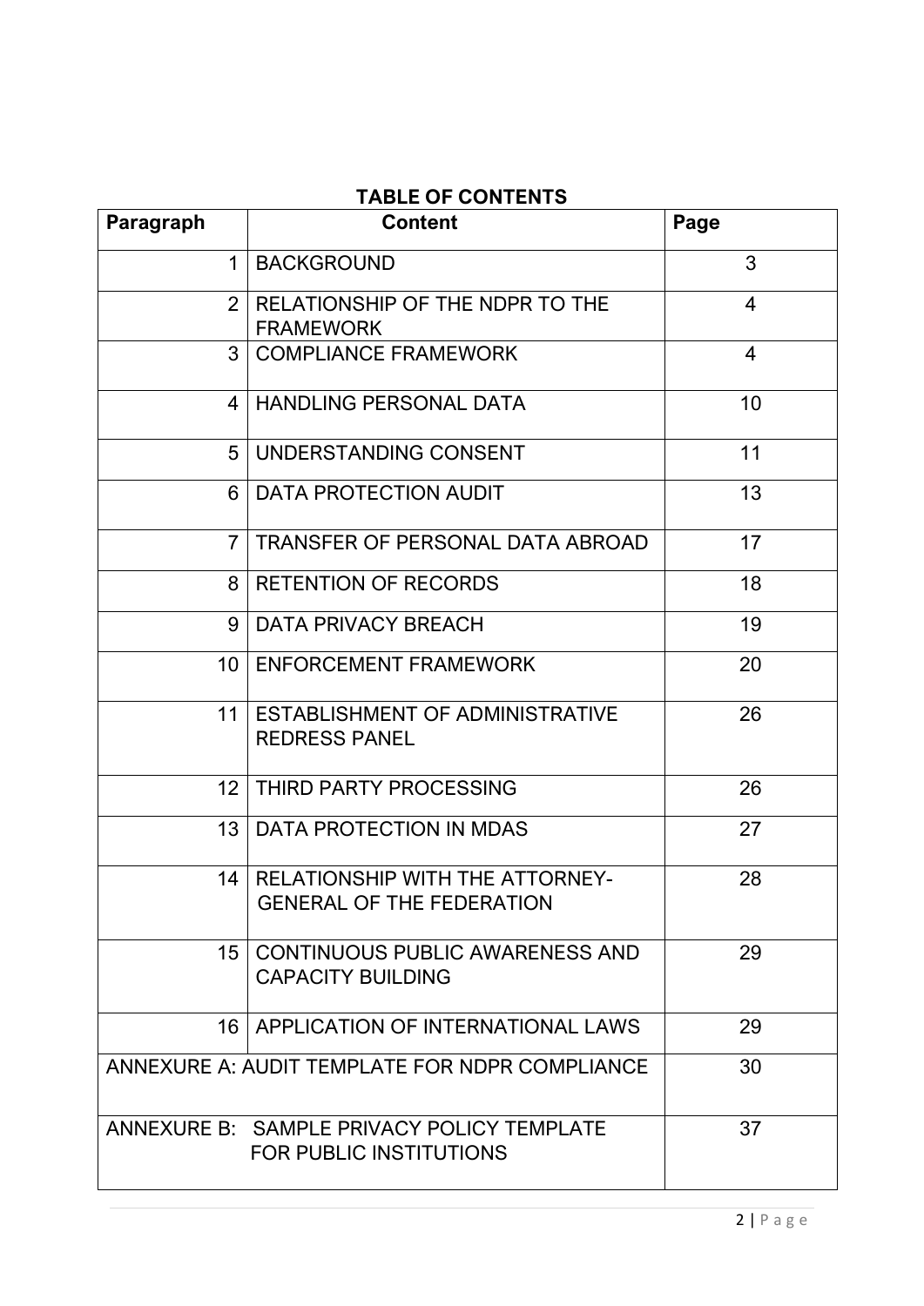**TABLE OF CONTENTS**

| Paragraph | Content | Page |
|---|---|---|
| 1 | BACKGROUND | 3 |
| 2 | RELATIONSHIP OF THE NDPR TO THE FRAMEWORK | 4 |
| 3 | COMPLIANCE FRAMEWORK | 4 |
| 4 | HANDLING PERSONAL DATA | 10 |
| 5 | UNDERSTANDING CONSENT | 11 |
| 6 | DATA PROTECTION AUDIT | 13 |
| 7 | TRANSFER OF PERSONAL DATA ABROAD | 17 |
| 8 | RETENTION OF RECORDS | 18 |
| 9 | DATA PRIVACY BREACH | 19 |
| 10 | ENFORCEMENT FRAMEWORK | 20 |
| 11 | ESTABLISHMENT OF ADMINISTRATIVE REDRESS PANEL | 26 |
| 12 | THIRD PARTY PROCESSING | 26 |
| 13 | DATA PROTECTION IN MDAS | 27 |
| 14 | RELATIONSHIP WITH THE ATTORNEY-GENERAL OF THE FEDERATION | 28 |
| 15 | CONTINUOUS PUBLIC AWARENESS AND CAPACITY BUILDING | 29 |
| 16 | APPLICATION OF INTERNATIONAL LAWS | 29 |
| ANNEXURE A: AUDIT TEMPLATE FOR NDPR COMPLIANCE | | 30 |
| ANNEXURE B: SAMPLE PRIVACY POLICY TEMPLATE FOR PUBLIC INSTITUTIONS | | 37 |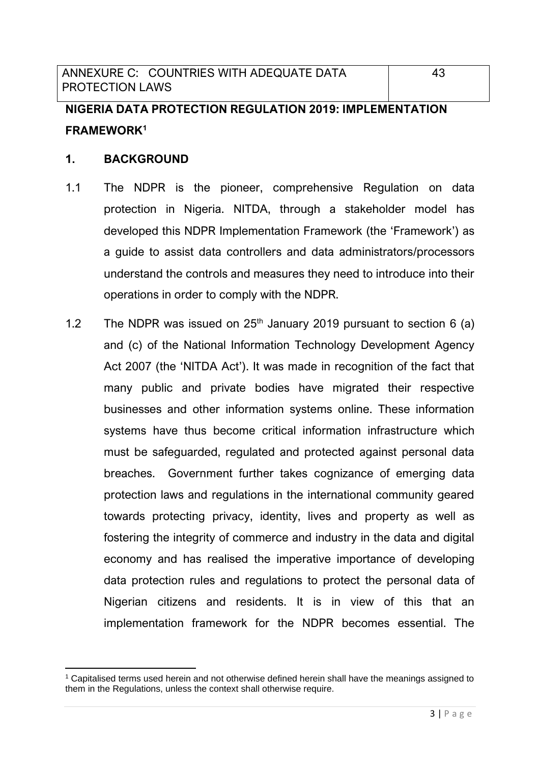| ANNEXURE C: COUNTRIES WITH ADEQUATE DATA PROTECTION LAWS | 43 |
| --- | --- |

## NIGERIA DATA PROTECTION REGULATION 2019: IMPLEMENTATION FRAMEWORK[1]

### 1. BACKGROUND

1.1 The NDPR is the pioneer, comprehensive Regulation on data protection in Nigeria. NITDA, through a stakeholder model has developed this NDPR Implementation Framework (the 'Framework') as a guide to assist data controllers and data administrators/processors understand the controls and measures they need to introduce into their operations in order to comply with the NDPR.

1.2 The NDPR was issued on 25th January 2019 pursuant to section 6 (a) and (c) of the National Information Technology Development Agency Act 2007 (the 'NITDA Act'). It was made in recognition of the fact that many public and private bodies have migrated their respective businesses and other information systems online. These information systems have thus become critical information infrastructure which must be safeguarded, regulated and protected against personal data breaches. Government further takes cognizance of emerging data protection laws and regulations in the international community geared towards protecting privacy, identity, lives and property as well as fostering the integrity of commerce and industry in the data and digital economy and has realised the imperative importance of developing data protection rules and regulations to protect the personal data of Nigerian citizens and residents. It is in view of this that an implementation framework for the NDPR becomes essential. The

[1] Capitalised terms used herein and not otherwise defined herein shall have the meanings assigned to them in the Regulations, unless the context shall otherwise require.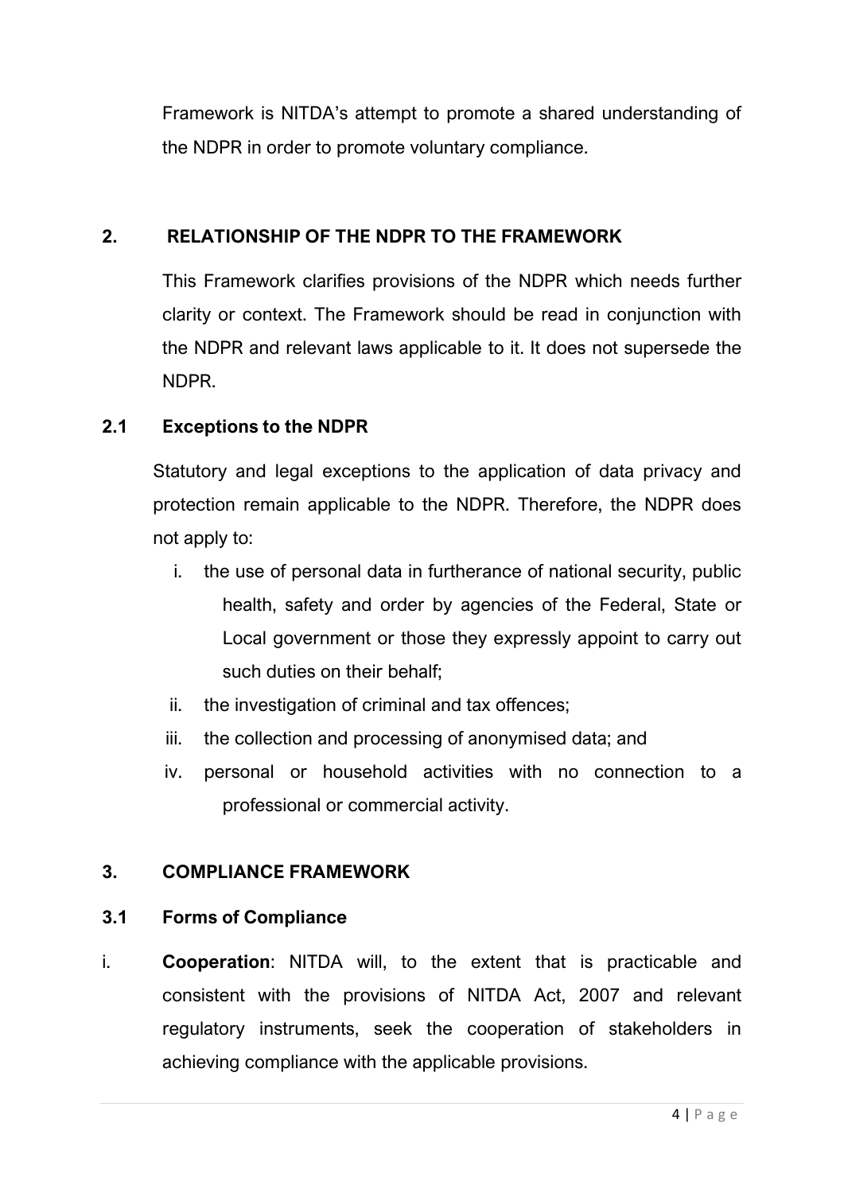Framework is NITDA's attempt to promote a shared understanding of the NDPR in order to promote voluntary compliance.

## 2. RELATIONSHIP OF THE NDPR TO THE FRAMEWORK

This Framework clarifies provisions of the NDPR which needs further clarity or context. The Framework should be read in conjunction with the NDPR and relevant laws applicable to it. It does not supersede the NDPR.

### 2.1 Exceptions to the NDPR

Statutory and legal exceptions to the application of data privacy and protection remain applicable to the NDPR. Therefore, the NDPR does not apply to:

i. the use of personal data in furtherance of national security, public health, safety and order by agencies of the Federal, State or Local government or those they expressly appoint to carry out such duties on their behalf;

ii. the investigation of criminal and tax offences;

iii. the collection and processing of anonymised data; and

iv. personal or household activities with no connection to a professional or commercial activity.

## 3. COMPLIANCE FRAMEWORK

### 3.1 Forms of Compliance

i. **Cooperation**: NITDA will, to the extent that is practicable and consistent with the provisions of NITDA Act, 2007 and relevant regulatory instruments, seek the cooperation of stakeholders in achieving compliance with the applicable provisions.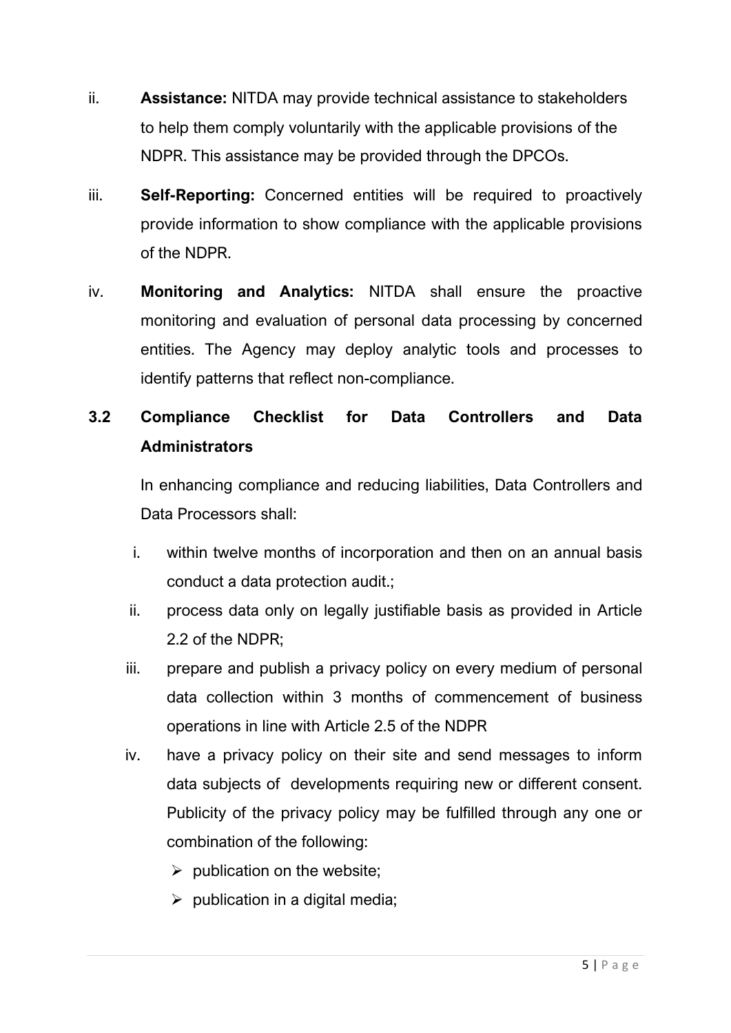ii. **Assistance:** NITDA may provide technical assistance to stakeholders to help them comply voluntarily with the applicable provisions of the NDPR. This assistance may be provided through the DPCOs.

iii. **Self-Reporting:** Concerned entities will be required to proactively provide information to show compliance with the applicable provisions of the NDPR.

iv. **Monitoring and Analytics:** NITDA shall ensure the proactive monitoring and evaluation of personal data processing by concerned entities. The Agency may deploy analytic tools and processes to identify patterns that reflect non-compliance.

## 3.2 Compliance Checklist for Data Controllers and Data Administrators

In enhancing compliance and reducing liabilities, Data Controllers and Data Processors shall:

i. within twelve months of incorporation and then on an annual basis conduct a data protection audit.;

ii. process data only on legally justifiable basis as provided in Article 2.2 of the NDPR;

iii. prepare and publish a privacy policy on every medium of personal data collection within 3 months of commencement of business operations in line with Article 2.5 of the NDPR

iv. have a privacy policy on their site and send messages to inform data subjects of developments requiring new or different consent. Publicity of the privacy policy may be fulfilled through any one or combination of the following:

- publication on the website;
- publication in a digital media;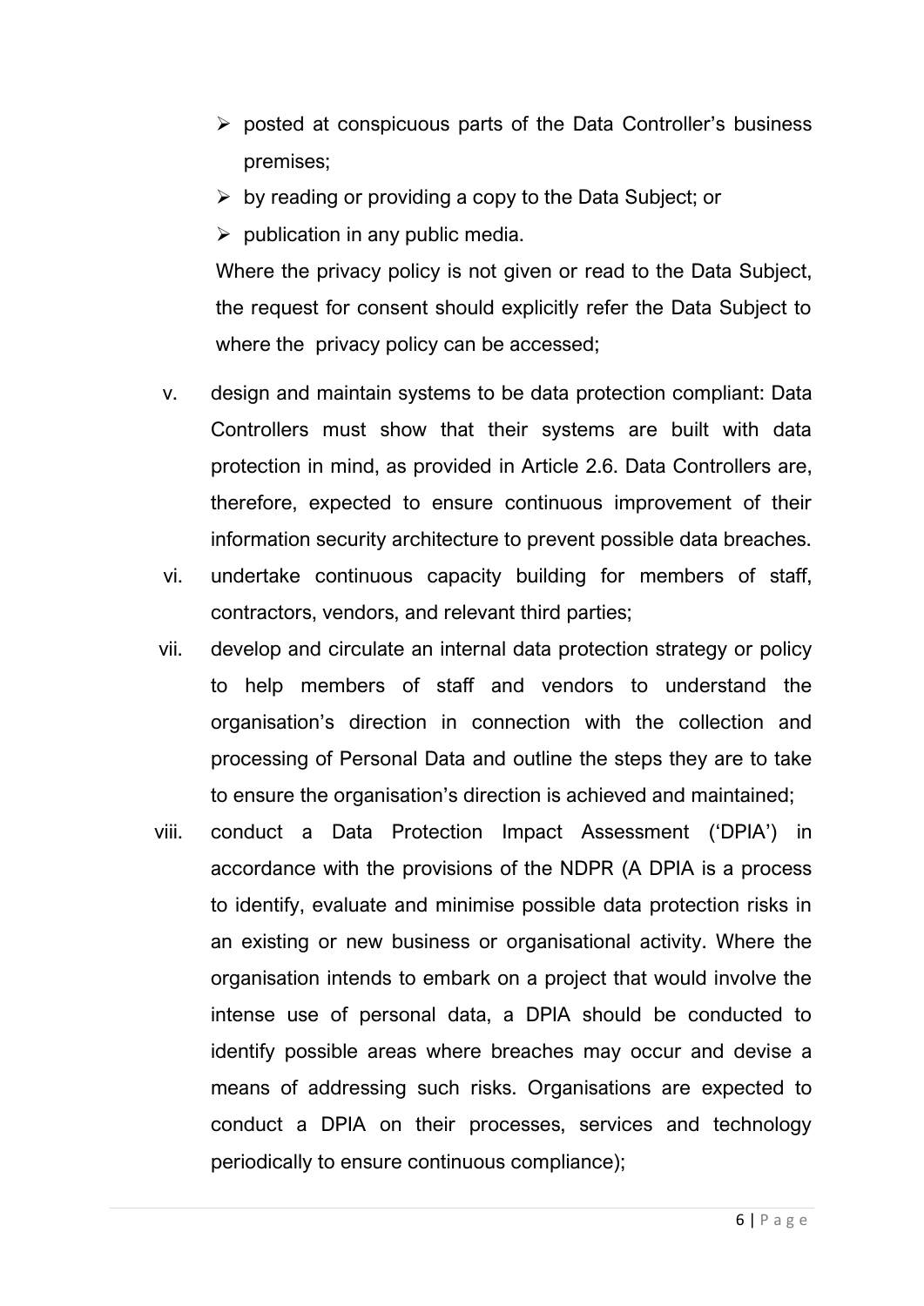- posted at conspicuous parts of the Data Controller's business premises;
- by reading or providing a copy to the Data Subject; or
- publication in any public media.

Where the privacy policy is not given or read to the Data Subject, the request for consent should explicitly refer the Data Subject to where the privacy policy can be accessed;

v. design and maintain systems to be data protection compliant: Data Controllers must show that their systems are built with data protection in mind, as provided in Article 2.6. Data Controllers are, therefore, expected to ensure continuous improvement of their information security architecture to prevent possible data breaches.

vi. undertake continuous capacity building for members of staff, contractors, vendors, and relevant third parties;

vii. develop and circulate an internal data protection strategy or policy to help members of staff and vendors to understand the organisation's direction in connection with the collection and processing of Personal Data and outline the steps they are to take to ensure the organisation's direction is achieved and maintained;

viii. conduct a Data Protection Impact Assessment ('DPIA') in accordance with the provisions of the NDPR (A DPIA is a process to identify, evaluate and minimise possible data protection risks in an existing or new business or organisational activity. Where the organisation intends to embark on a project that would involve the intense use of personal data, a DPIA should be conducted to identify possible areas where breaches may occur and devise a means of addressing such risks. Organisations are expected to conduct a DPIA on their processes, services and technology periodically to ensure continuous compliance);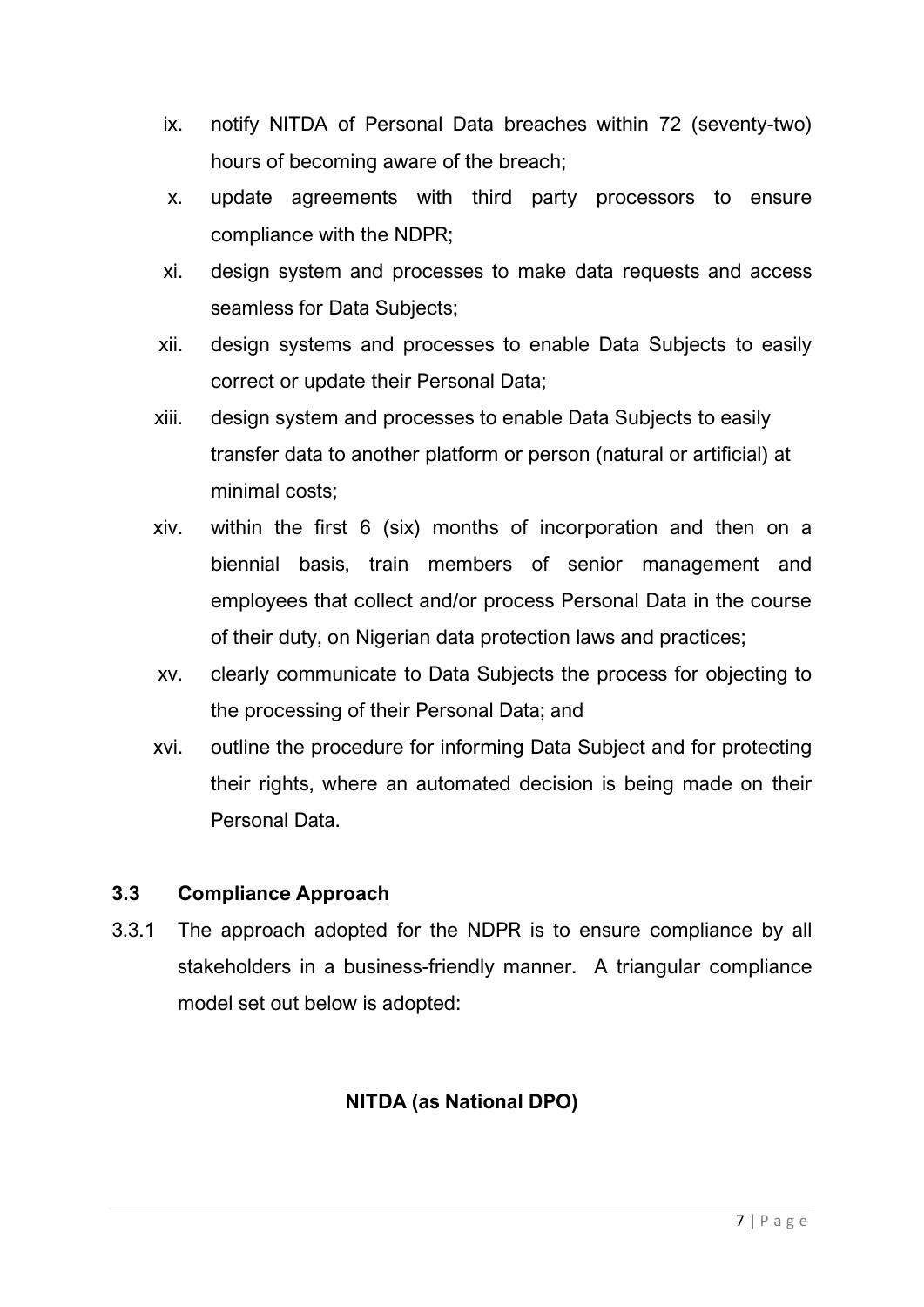ix. notify NITDA of Personal Data breaches within 72 (seventy-two) hours of becoming aware of the breach;

x. update agreements with third party processors to ensure compliance with the NDPR;

xi. design system and processes to make data requests and access seamless for Data Subjects;

xii. design systems and processes to enable Data Subjects to easily correct or update their Personal Data;

xiii. design system and processes to enable Data Subjects to easily transfer data to another platform or person (natural or artificial) at minimal costs;

xiv. within the first 6 (six) months of incorporation and then on a biennial basis, train members of senior management and employees that collect and/or process Personal Data in the course of their duty, on Nigerian data protection laws and practices;

xv. clearly communicate to Data Subjects the process for objecting to the processing of their Personal Data; and

xvi. outline the procedure for informing Data Subject and for protecting their rights, where an automated decision is being made on their Personal Data.

### 3.3 Compliance Approach

3.3.1 The approach adopted for the NDPR is to ensure compliance by all stakeholders in a business-friendly manner. A triangular compliance model set out below is adopted:

**NITDA (as National DPO)**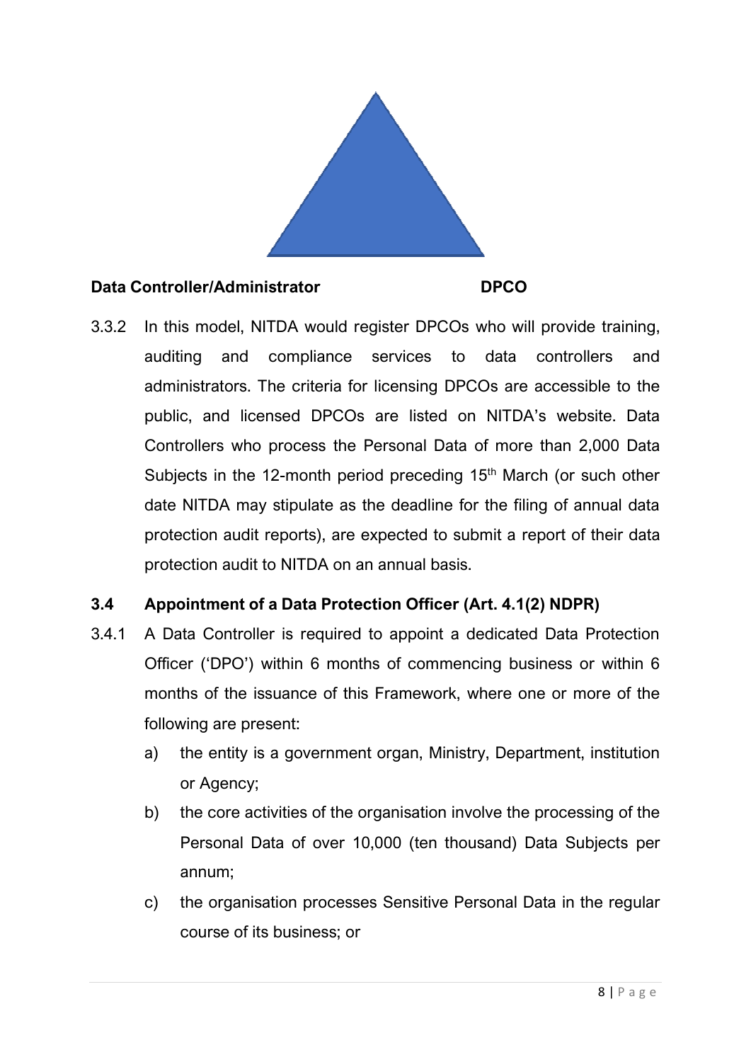**Data Controller/Administrator** **DPCO**

3.3.2 In this model, NITDA would register DPCOs who will provide training, auditing and compliance services to data controllers and administrators. The criteria for licensing DPCOs are accessible to the public, and licensed DPCOs are listed on NITDA's website. Data Controllers who process the Personal Data of more than 2,000 Data Subjects in the 12-month period preceding 15th March (or such other date NITDA may stipulate as the deadline for the filing of annual data protection audit reports), are expected to submit a report of their data protection audit to NITDA on an annual basis.

### 3.4 Appointment of a Data Protection Officer (Art. 4.1(2) NDPR)

3.4.1 A Data Controller is required to appoint a dedicated Data Protection Officer ('DPO') within 6 months of commencing business or within 6 months of the issuance of this Framework, where one or more of the following are present:

a) the entity is a government organ, Ministry, Department, institution or Agency;

b) the core activities of the organisation involve the processing of the Personal Data of over 10,000 (ten thousand) Data Subjects per annum;

c) the organisation processes Sensitive Personal Data in the regular course of its business; or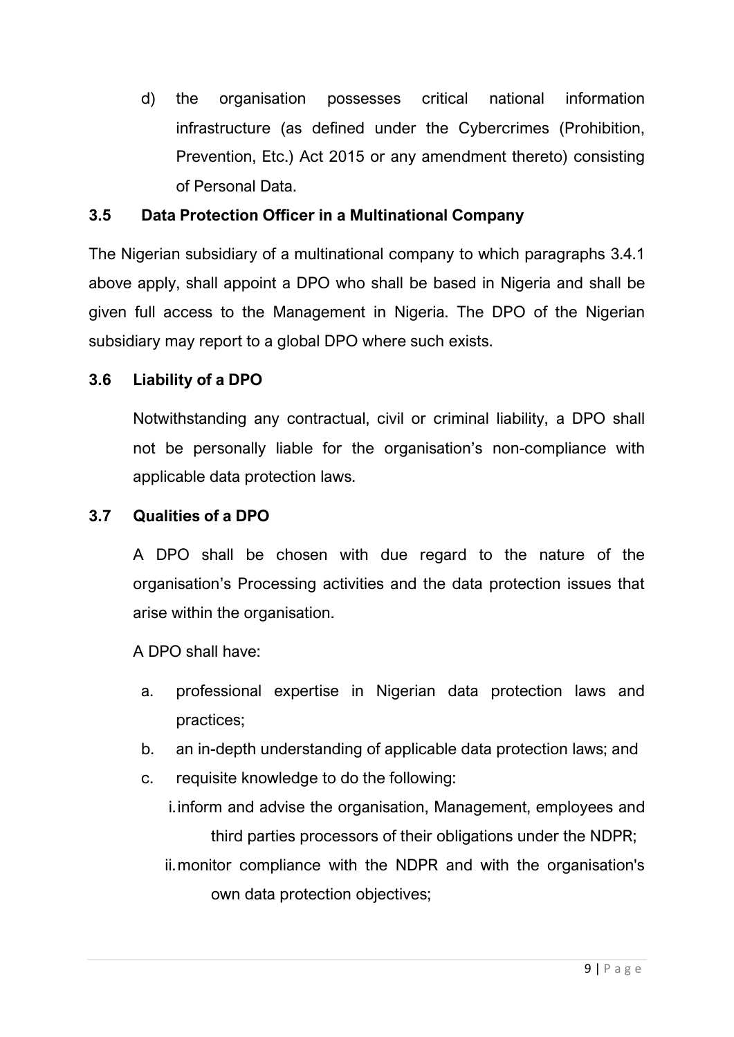d) the organisation possesses critical national information infrastructure (as defined under the Cybercrimes (Prohibition, Prevention, Etc.) Act 2015 or any amendment thereto) consisting of Personal Data.

### 3.5 Data Protection Officer in a Multinational Company

The Nigerian subsidiary of a multinational company to which paragraphs 3.4.1 above apply, shall appoint a DPO who shall be based in Nigeria and shall be given full access to the Management in Nigeria. The DPO of the Nigerian subsidiary may report to a global DPO where such exists.

### 3.6 Liability of a DPO

Notwithstanding any contractual, civil or criminal liability, a DPO shall not be personally liable for the organisation's non-compliance with applicable data protection laws.

### 3.7 Qualities of a DPO

A DPO shall be chosen with due regard to the nature of the organisation's Processing activities and the data protection issues that arise within the organisation.

A DPO shall have:

a. professional expertise in Nigerian data protection laws and practices;
b. an in-depth understanding of applicable data protection laws; and
c. requisite knowledge to do the following:
   i. inform and advise the organisation, Management, employees and third parties processors of their obligations under the NDPR;
   ii. monitor compliance with the NDPR and with the organisation's own data protection objectives;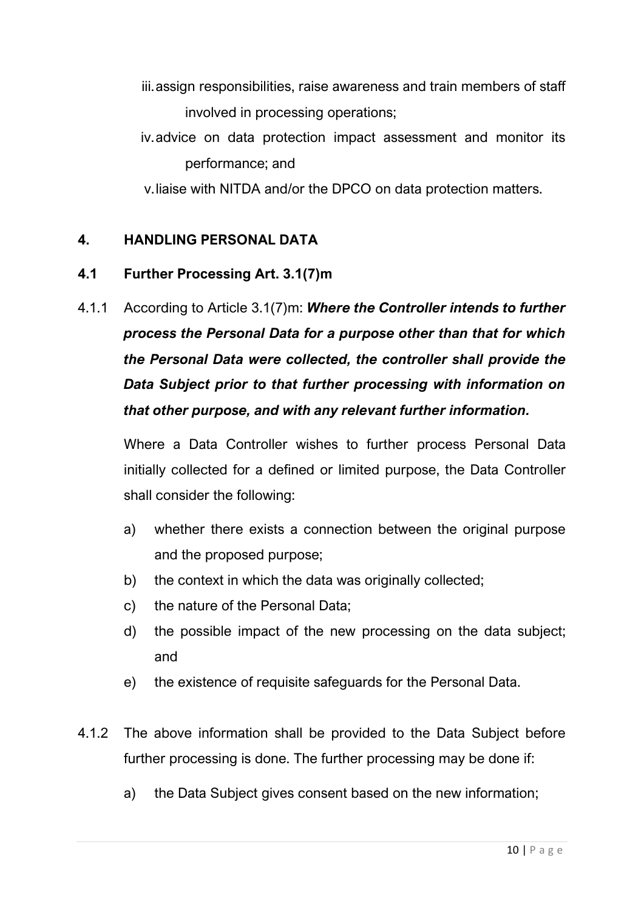iii. assign responsibilities, raise awareness and train members of staff involved in processing operations;

iv. advice on data protection impact assessment and monitor its performance; and

v. liaise with NITDA and/or the DPCO on data protection matters.

## 4. HANDLING PERSONAL DATA

### 4.1 Further Processing Art. 3.1(7)m

4.1.1 According to Article 3.1(7)m: ***Where the Controller intends to further process the Personal Data for a purpose other than that for which the Personal Data were collected, the controller shall provide the Data Subject prior to that further processing with information on that other purpose, and with any relevant further information.***

Where a Data Controller wishes to further process Personal Data initially collected for a defined or limited purpose, the Data Controller shall consider the following:

a) whether there exists a connection between the original purpose and the proposed purpose;

b) the context in which the data was originally collected;

c) the nature of the Personal Data;

d) the possible impact of the new processing on the data subject; and

e) the existence of requisite safeguards for the Personal Data.

4.1.2 The above information shall be provided to the Data Subject before further processing is done. The further processing may be done if:

a) the Data Subject gives consent based on the new information;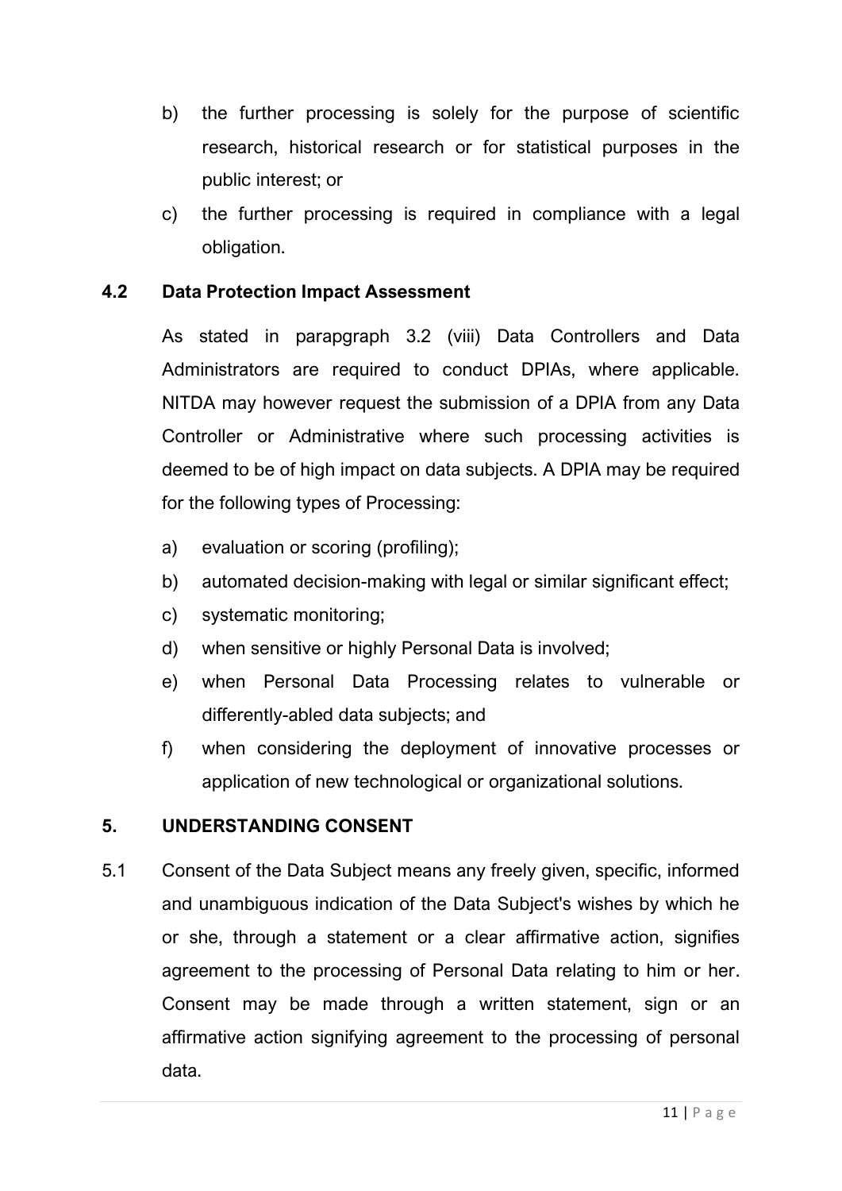b) the further processing is solely for the purpose of scientific research, historical research or for statistical purposes in the public interest; or

c) the further processing is required in compliance with a legal obligation.

### 4.2 Data Protection Impact Assessment

As stated in parapgraph 3.2 (viii) Data Controllers and Data Administrators are required to conduct DPIAs, where applicable. NITDA may however request the submission of a DPIA from any Data Controller or Administrative where such processing activities is deemed to be of high impact on data subjects. A DPIA may be required for the following types of Processing:

a) evaluation or scoring (profiling);

b) automated decision-making with legal or similar significant effect;

c) systematic monitoring;

d) when sensitive or highly Personal Data is involved;

e) when Personal Data Processing relates to vulnerable or differently-abled data subjects; and

f) when considering the deployment of innovative processes or application of new technological or organizational solutions.

## 5. UNDERSTANDING CONSENT

5.1 Consent of the Data Subject means any freely given, specific, informed and unambiguous indication of the Data Subject's wishes by which he or she, through a statement or a clear affirmative action, signifies agreement to the processing of Personal Data relating to him or her. Consent may be made through a written statement, sign or an affirmative action signifying agreement to the processing of personal data.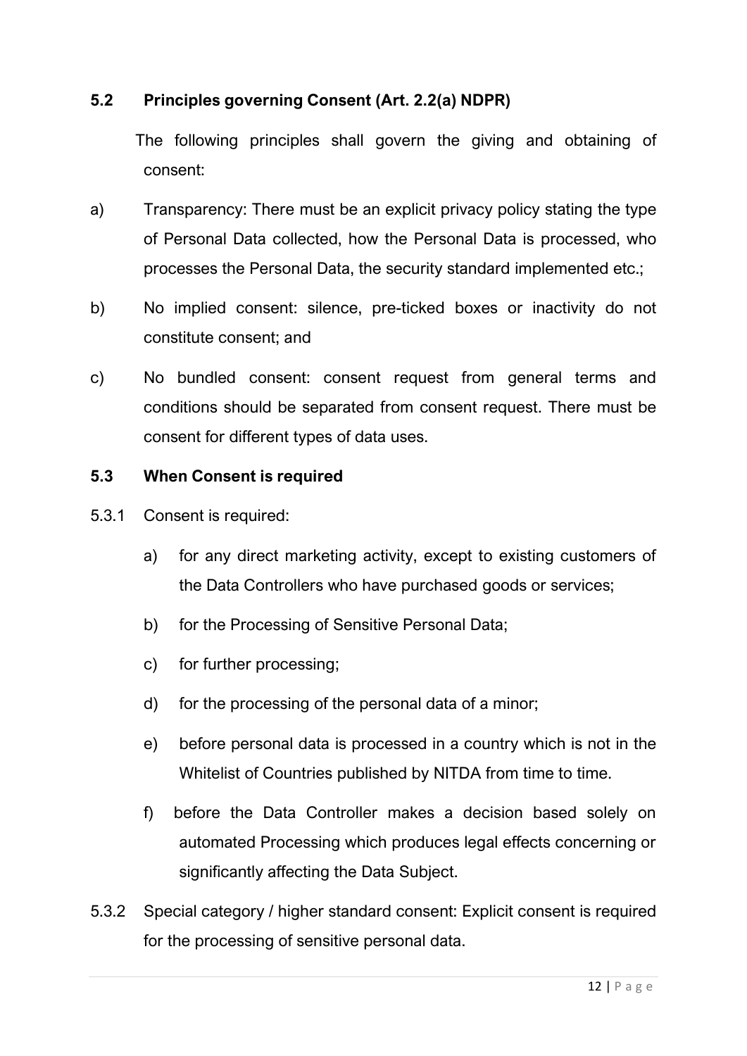### 5.2 Principles governing Consent (Art. 2.2(a) NDPR)

The following principles shall govern the giving and obtaining of consent:

a) Transparency: There must be an explicit privacy policy stating the type of Personal Data collected, how the Personal Data is processed, who processes the Personal Data, the security standard implemented etc.;

b) No implied consent: silence, pre-ticked boxes or inactivity do not constitute consent; and

c) No bundled consent: consent request from general terms and conditions should be separated from consent request. There must be consent for different types of data uses.

### 5.3 When Consent is required

5.3.1 Consent is required:

a) for any direct marketing activity, except to existing customers of the Data Controllers who have purchased goods or services;

b) for the Processing of Sensitive Personal Data;

c) for further processing;

d) for the processing of the personal data of a minor;

e) before personal data is processed in a country which is not in the Whitelist of Countries published by NITDA from time to time.

f) before the Data Controller makes a decision based solely on automated Processing which produces legal effects concerning or significantly affecting the Data Subject.

5.3.2 Special category / higher standard consent: Explicit consent is required for the processing of sensitive personal data.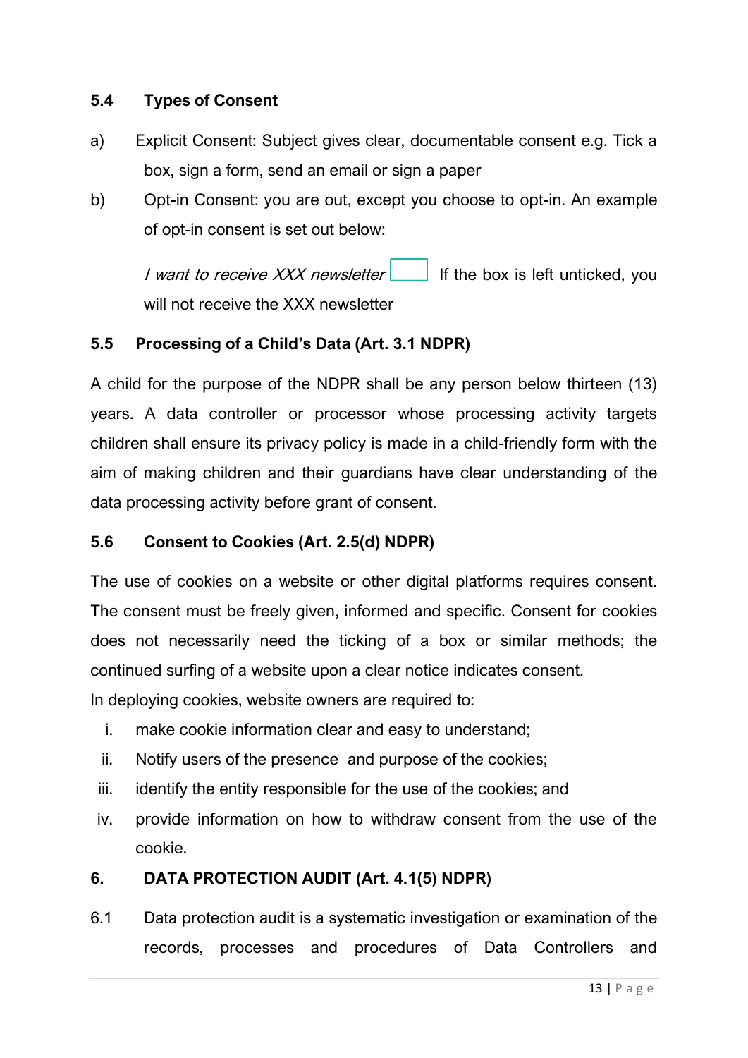### 5.4 Types of Consent

a) Explicit Consent: Subject gives clear, documentable consent e.g. Tick a box, sign a form, send an email or sign a paper

b) Opt-in Consent: you are out, except you choose to opt-in. An example of opt-in consent is set out below:

   *I want to receive XXX newsletter* ☐ If the box is left unticked, you will not receive the XXX newsletter

### 5.5 Processing of a Child's Data (Art. 3.1 NDPR)

A child for the purpose of the NDPR shall be any person below thirteen (13) years. A data controller or processor whose processing activity targets children shall ensure its privacy policy is made in a child-friendly form with the aim of making children and their guardians have clear understanding of the data processing activity before grant of consent.

### 5.6 Consent to Cookies (Art. 2.5(d) NDPR)

The use of cookies on a website or other digital platforms requires consent. The consent must be freely given, informed and specific. Consent for cookies does not necessarily need the ticking of a box or similar methods; the continued surfing of a website upon a clear notice indicates consent.

In deploying cookies, website owners are required to:

i. make cookie information clear and easy to understand;
ii. Notify users of the presence and purpose of the cookies;
iii. identify the entity responsible for the use of the cookies; and
iv. provide information on how to withdraw consent from the use of the cookie.

## 6. DATA PROTECTION AUDIT (Art. 4.1(5) NDPR)

6.1 Data protection audit is a systematic investigation or examination of the records, processes and procedures of Data Controllers and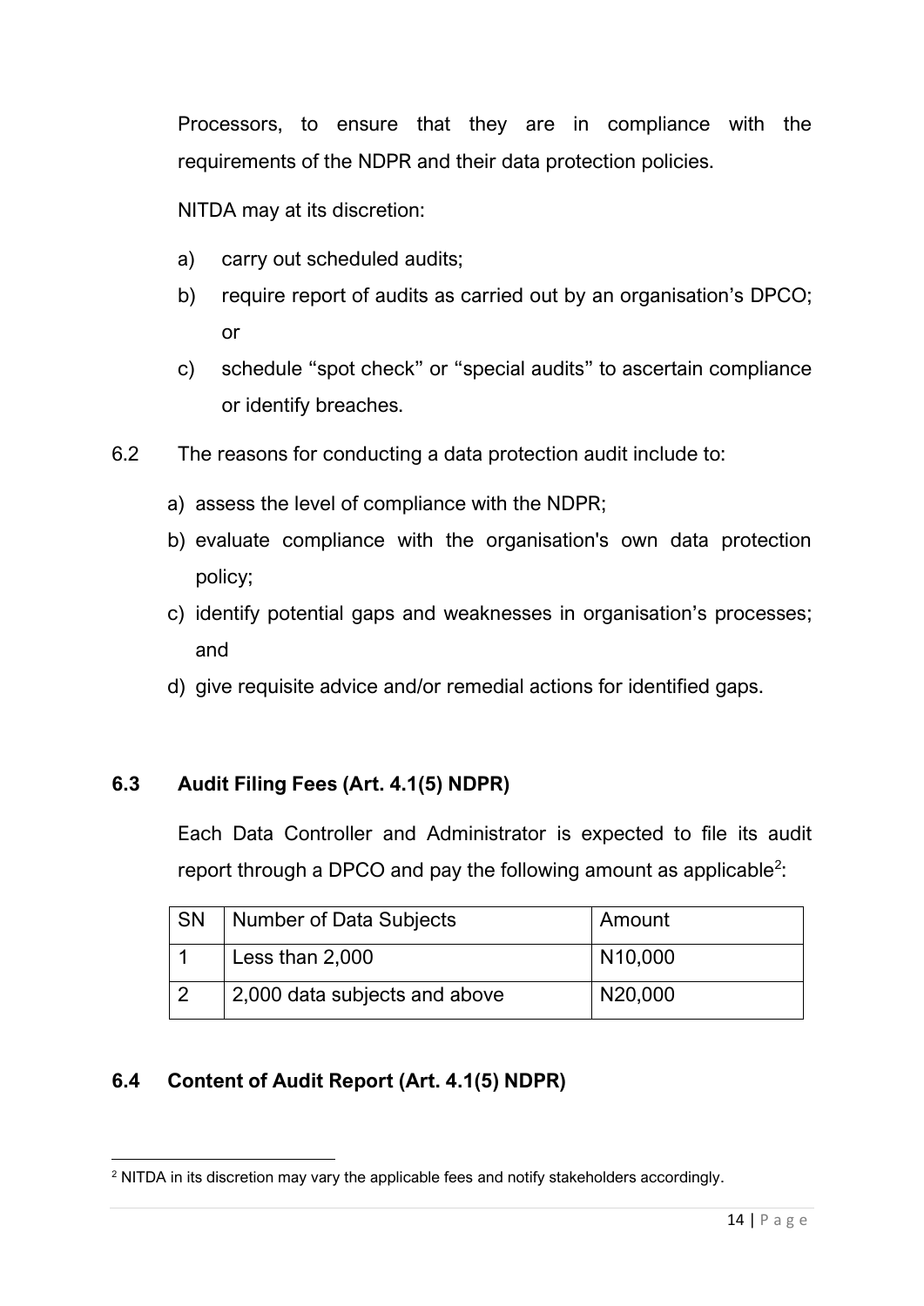Processors, to ensure that they are in compliance with the requirements of the NDPR and their data protection policies.

NITDA may at its discretion:

a) carry out scheduled audits;
b) require report of audits as carried out by an organisation's DPCO; or
c) schedule "spot check" or "special audits" to ascertain compliance or identify breaches.

6.2 The reasons for conducting a data protection audit include to:

a) assess the level of compliance with the NDPR;
b) evaluate compliance with the organisation's own data protection policy;
c) identify potential gaps and weaknesses in organisation's processes; and
d) give requisite advice and/or remedial actions for identified gaps.

### 6.3 Audit Filing Fees (Art. 4.1(5) NDPR)

Each Data Controller and Administrator is expected to file its audit report through a DPCO and pay the following amount as applicable[2]:

| SN | Number of Data Subjects | Amount |
|---|---|---|
| 1 | Less than 2,000 | N10,000 |
| 2 | 2,000 data subjects and above | N20,000 |

### 6.4 Content of Audit Report (Art. 4.1(5) NDPR)

[2] NITDA in its discretion may vary the applicable fees and notify stakeholders accordingly.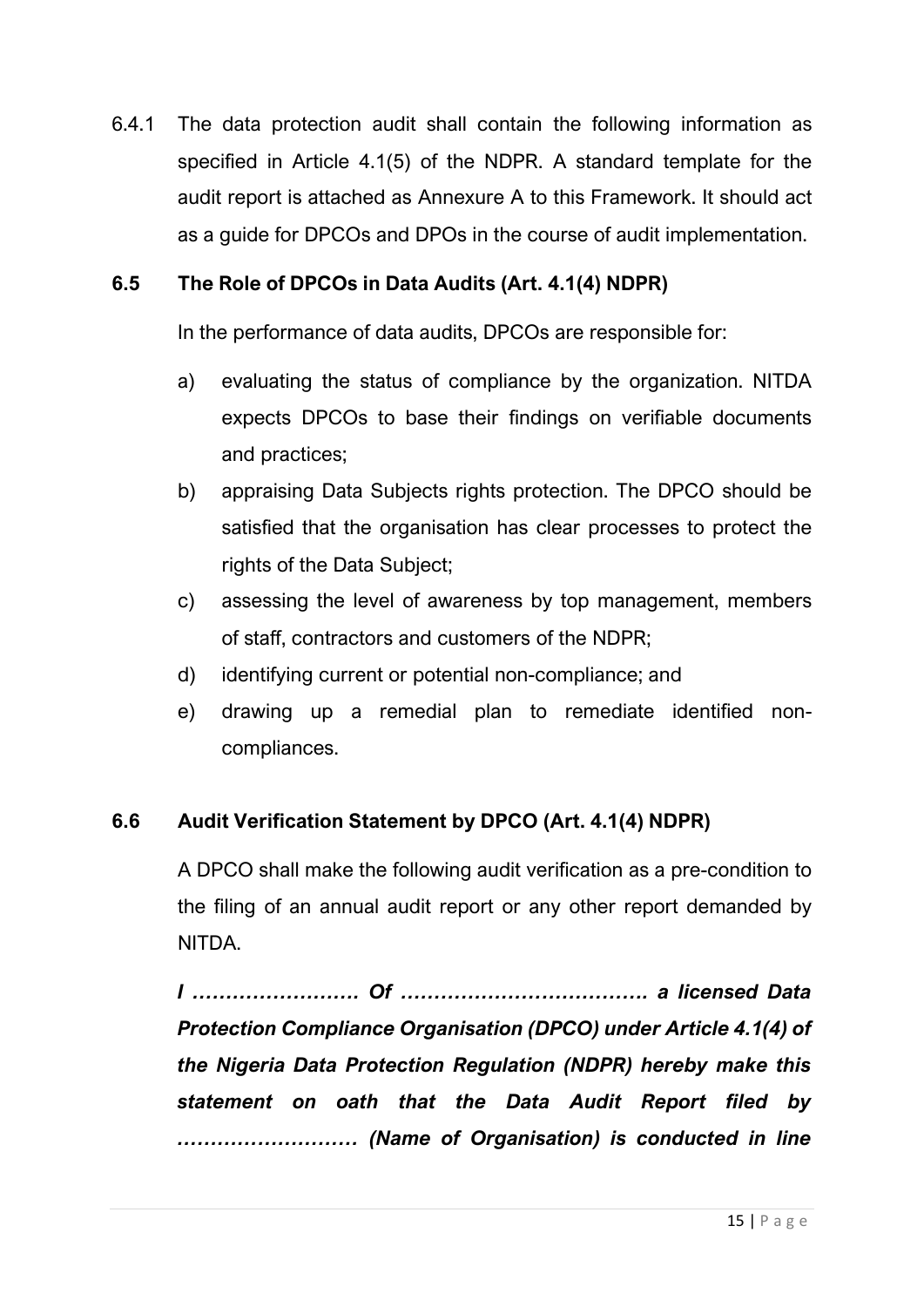6.4.1 The data protection audit shall contain the following information as specified in Article 4.1(5) of the NDPR. A standard template for the audit report is attached as Annexure A to this Framework. It should act as a guide for DPCOs and DPOs in the course of audit implementation.

### 6.5 The Role of DPCOs in Data Audits (Art. 4.1(4) NDPR)

In the performance of data audits, DPCOs are responsible for:

a) evaluating the status of compliance by the organization. NITDA expects DPCOs to base their findings on verifiable documents and practices;

b) appraising Data Subjects rights protection. The DPCO should be satisfied that the organisation has clear processes to protect the rights of the Data Subject;

c) assessing the level of awareness by top management, members of staff, contractors and customers of the NDPR;

d) identifying current or potential non-compliance; and

e) drawing up a remedial plan to remediate identified non-compliances.

### 6.6 Audit Verification Statement by DPCO (Art. 4.1(4) NDPR)

A DPCO shall make the following audit verification as a pre-condition to the filing of an annual audit report or any other report demanded by NITDA.

***I ……………………. Of ………………………………. a licensed Data Protection Compliance Organisation (DPCO) under Article 4.1(4) of the Nigeria Data Protection Regulation (NDPR) hereby make this statement on oath that the Data Audit Report filed by ……………………… (Name of Organisation) is conducted in line***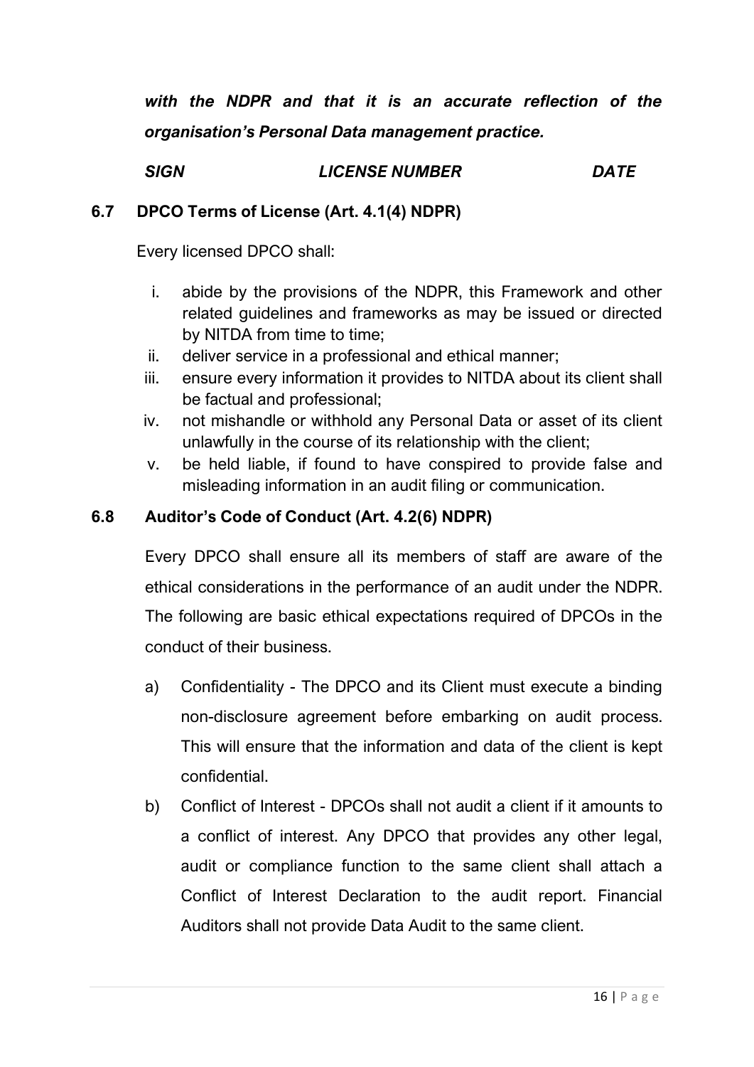***with the NDPR and that it is an accurate reflection of the organisation's Personal Data management practice.***

***SIGN LICENSE NUMBER DATE***

### 6.7 DPCO Terms of License (Art. 4.1(4) NDPR)

Every licensed DPCO shall:

i. abide by the provisions of the NDPR, this Framework and other related guidelines and frameworks as may be issued or directed by NITDA from time to time;
ii. deliver service in a professional and ethical manner;
iii. ensure every information it provides to NITDA about its client shall be factual and professional;
iv. not mishandle or withhold any Personal Data or asset of its client unlawfully in the course of its relationship with the client;
v. be held liable, if found to have conspired to provide false and misleading information in an audit filing or communication.

### 6.8 Auditor's Code of Conduct (Art. 4.2(6) NDPR)

Every DPCO shall ensure all its members of staff are aware of the ethical considerations in the performance of an audit under the NDPR. The following are basic ethical expectations required of DPCOs in the conduct of their business.

a) Confidentiality - The DPCO and its Client must execute a binding non-disclosure agreement before embarking on audit process. This will ensure that the information and data of the client is kept confidential.

b) Conflict of Interest - DPCOs shall not audit a client if it amounts to a conflict of interest. Any DPCO that provides any other legal, audit or compliance function to the same client shall attach a Conflict of Interest Declaration to the audit report. Financial Auditors shall not provide Data Audit to the same client.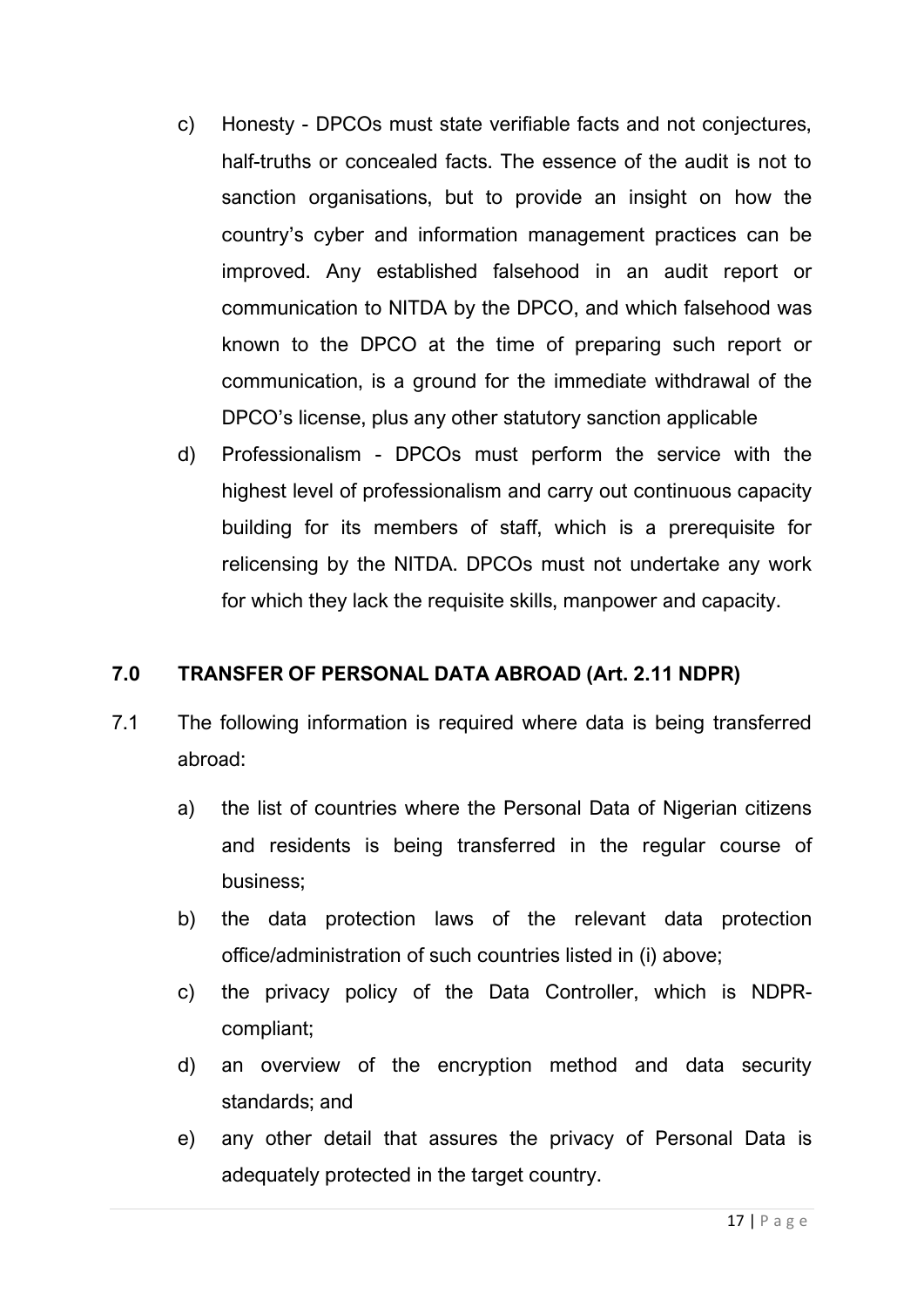c) Honesty - DPCOs must state verifiable facts and not conjectures, half-truths or concealed facts. The essence of the audit is not to sanction organisations, but to provide an insight on how the country's cyber and information management practices can be improved. Any established falsehood in an audit report or communication to NITDA by the DPCO, and which falsehood was known to the DPCO at the time of preparing such report or communication, is a ground for the immediate withdrawal of the DPCO's license, plus any other statutory sanction applicable

d) Professionalism - DPCOs must perform the service with the highest level of professionalism and carry out continuous capacity building for its members of staff, which is a prerequisite for relicensing by the NITDA. DPCOs must not undertake any work for which they lack the requisite skills, manpower and capacity.

## 7.0 TRANSFER OF PERSONAL DATA ABROAD (Art. 2.11 NDPR)

7.1 The following information is required where data is being transferred abroad:

a) the list of countries where the Personal Data of Nigerian citizens and residents is being transferred in the regular course of business;

b) the data protection laws of the relevant data protection office/administration of such countries listed in (i) above;

c) the privacy policy of the Data Controller, which is NDPR-compliant;

d) an overview of the encryption method and data security standards; and

e) any other detail that assures the privacy of Personal Data is adequately protected in the target country.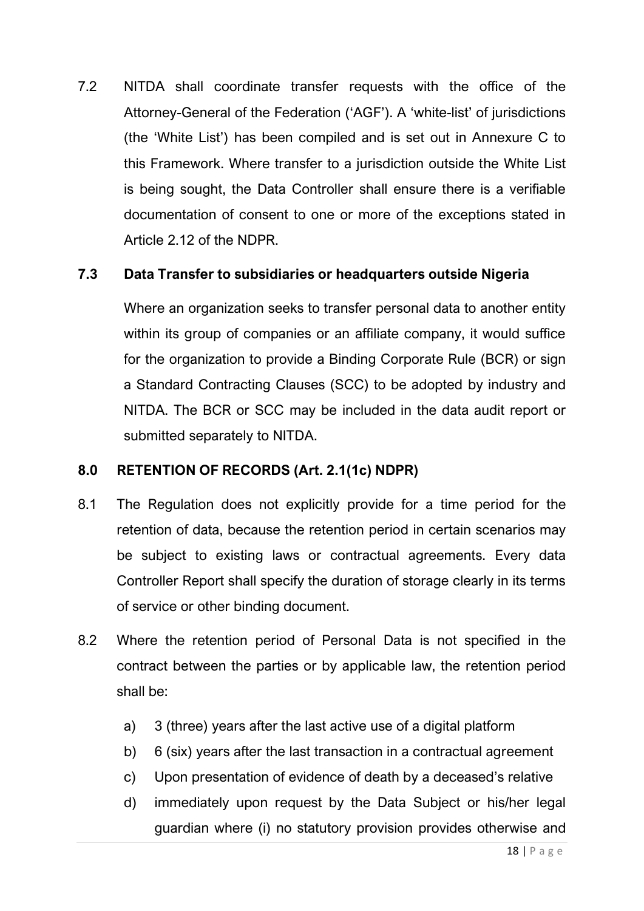7.2 NITDA shall coordinate transfer requests with the office of the Attorney-General of the Federation ('AGF'). A 'white-list' of jurisdictions (the 'White List') has been compiled and is set out in Annexure C to this Framework. Where transfer to a jurisdiction outside the White List is being sought, the Data Controller shall ensure there is a verifiable documentation of consent to one or more of the exceptions stated in Article 2.12 of the NDPR.

### 7.3 Data Transfer to subsidiaries or headquarters outside Nigeria

Where an organization seeks to transfer personal data to another entity within its group of companies or an affiliate company, it would suffice for the organization to provide a Binding Corporate Rule (BCR) or sign a Standard Contracting Clauses (SCC) to be adopted by industry and NITDA. The BCR or SCC may be included in the data audit report or submitted separately to NITDA.

## 8.0 RETENTION OF RECORDS (Art. 2.1(1c) NDPR)

8.1 The Regulation does not explicitly provide for a time period for the retention of data, because the retention period in certain scenarios may be subject to existing laws or contractual agreements. Every data Controller Report shall specify the duration of storage clearly in its terms of service or other binding document.

8.2 Where the retention period of Personal Data is not specified in the contract between the parties or by applicable law, the retention period shall be:

a) 3 (three) years after the last active use of a digital platform

b) 6 (six) years after the last transaction in a contractual agreement

c) Upon presentation of evidence of death by a deceased's relative

d) immediately upon request by the Data Subject or his/her legal guardian where (i) no statutory provision provides otherwise and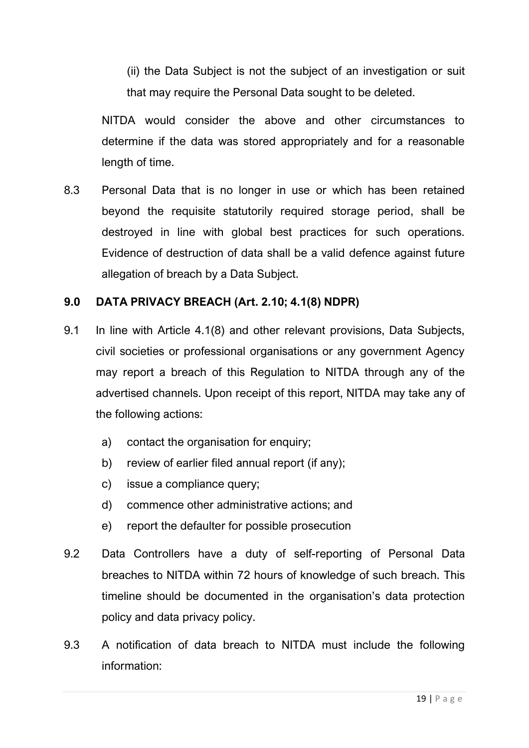(ii) the Data Subject is not the subject of an investigation or suit that may require the Personal Data sought to be deleted.

NITDA would consider the above and other circumstances to determine if the data was stored appropriately and for a reasonable length of time.

8.3 Personal Data that is no longer in use or which has been retained beyond the requisite statutorily required storage period, shall be destroyed in line with global best practices for such operations. Evidence of destruction of data shall be a valid defence against future allegation of breach by a Data Subject.

## 9.0 DATA PRIVACY BREACH (Art. 2.10; 4.1(8) NDPR)

9.1 In line with Article 4.1(8) and other relevant provisions, Data Subjects, civil societies or professional organisations or any government Agency may report a breach of this Regulation to NITDA through any of the advertised channels. Upon receipt of this report, NITDA may take any of the following actions:

a) contact the organisation for enquiry;
b) review of earlier filed annual report (if any);
c) issue a compliance query;
d) commence other administrative actions; and
e) report the defaulter for possible prosecution

9.2 Data Controllers have a duty of self-reporting of Personal Data breaches to NITDA within 72 hours of knowledge of such breach. This timeline should be documented in the organisation's data protection policy and data privacy policy.

9.3 A notification of data breach to NITDA must include the following information: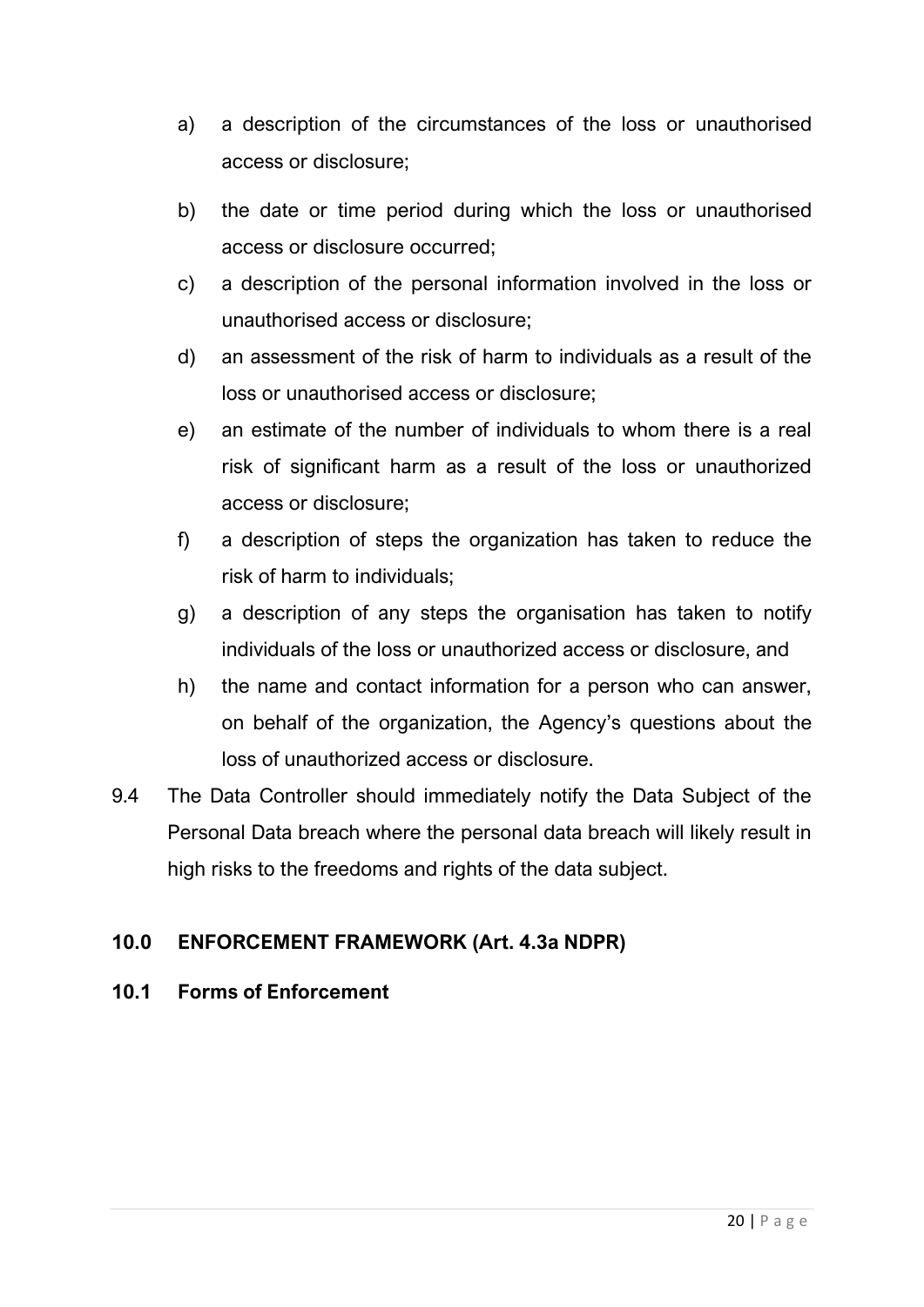a) a description of the circumstances of the loss or unauthorised access or disclosure;

b) the date or time period during which the loss or unauthorised access or disclosure occurred;

c) a description of the personal information involved in the loss or unauthorised access or disclosure;

d) an assessment of the risk of harm to individuals as a result of the loss or unauthorised access or disclosure;

e) an estimate of the number of individuals to whom there is a real risk of significant harm as a result of the loss or unauthorized access or disclosure;

f) a description of steps the organization has taken to reduce the risk of harm to individuals;

g) a description of any steps the organisation has taken to notify individuals of the loss or unauthorized access or disclosure, and

h) the name and contact information for a person who can answer, on behalf of the organization, the Agency's questions about the loss of unauthorized access or disclosure.

9.4 The Data Controller should immediately notify the Data Subject of the Personal Data breach where the personal data breach will likely result in high risks to the freedoms and rights of the data subject.

## 10.0 ENFORCEMENT FRAMEWORK (Art. 4.3a NDPR)

### 10.1 Forms of Enforcement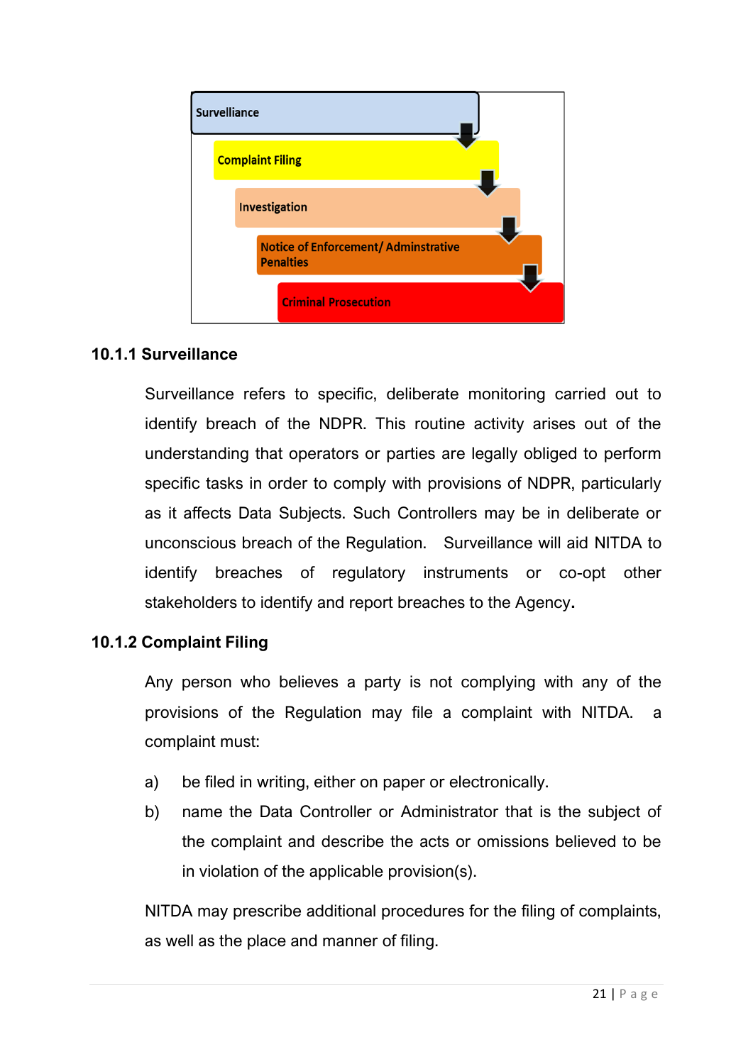Surevelliance

Complaint Filing

Investigation

Notice of Enforcement/ Adminstrative Penalties

Criminal Prosecution

### 10.1.1 Surveillance

Surveillance refers to specific, deliberate monitoring carried out to identify breach of the NDPR. This routine activity arises out of the understanding that operators or parties are legally obliged to perform specific tasks in order to comply with provisions of NDPR, particularly as it affects Data Subjects. Such Controllers may be in deliberate or unconscious breach of the Regulation. Surveillance will aid NITDA to identify breaches of regulatory instruments or co-opt other stakeholders to identify and report breaches to the Agency.

### 10.1.2 Complaint Filing

Any person who believes a party is not complying with any of the provisions of the Regulation may file a complaint with NITDA. a complaint must:

a) be filed in writing, either on paper or electronically.

b) name the Data Controller or Administrator that is the subject of the complaint and describe the acts or omissions believed to be in violation of the applicable provision(s).

NITDA may prescribe additional procedures for the filing of complaints, as well as the place and manner of filing.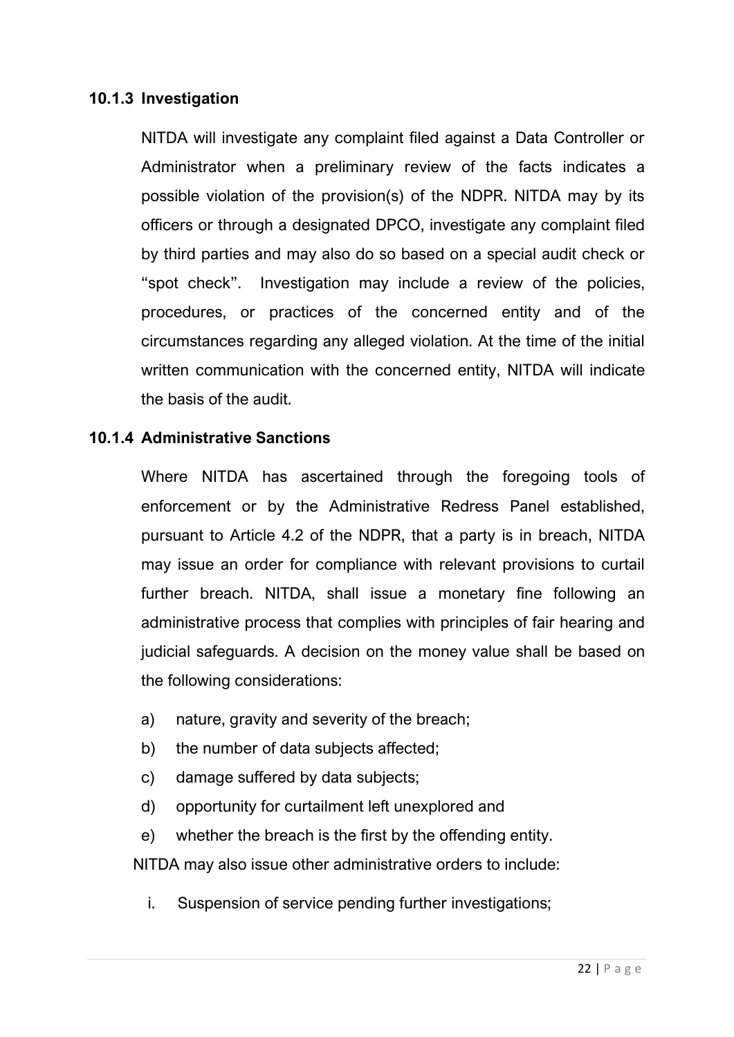### 10.1.3 Investigation

NITDA will investigate any complaint filed against a Data Controller or Administrator when a preliminary review of the facts indicates a possible violation of the provision(s) of the NDPR. NITDA may by its officers or through a designated DPCO, investigate any complaint filed by third parties and may also do so based on a special audit check or "spot check". Investigation may include a review of the policies, procedures, or practices of the concerned entity and of the circumstances regarding any alleged violation. At the time of the initial written communication with the concerned entity, NITDA will indicate the basis of the audit.

### 10.1.4 Administrative Sanctions

Where NITDA has ascertained through the foregoing tools of enforcement or by the Administrative Redress Panel established, pursuant to Article 4.2 of the NDPR, that a party is in breach, NITDA may issue an order for compliance with relevant provisions to curtail further breach. NITDA, shall issue a monetary fine following an administrative process that complies with principles of fair hearing and judicial safeguards. A decision on the money value shall be based on the following considerations:

a) nature, gravity and severity of the breach;
b) the number of data subjects affected;
c) damage suffered by data subjects;
d) opportunity for curtailment left unexplored and
e) whether the breach is the first by the offending entity.

NITDA may also issue other administrative orders to include:

i. Suspension of service pending further investigations;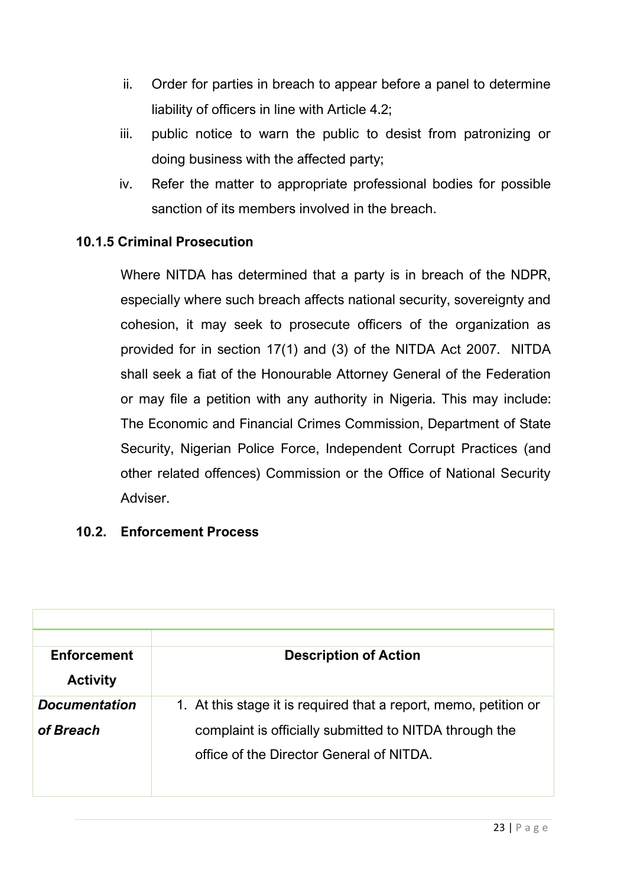ii. Order for parties in breach to appear before a panel to determine liability of officers in line with Article 4.2;
iii. public notice to warn the public to desist from patronizing or doing business with the affected party;
iv. Refer the matter to appropriate professional bodies for possible sanction of its members involved in the breach.

### 10.1.5 Criminal Prosecution

Where NITDA has determined that a party is in breach of the NDPR, especially where such breach affects national security, sovereignty and cohesion, it may seek to prosecute officers of the organization as provided for in section 17(1) and (3) of the NITDA Act 2007. NITDA shall seek a fiat of the Honourable Attorney General of the Federation or may file a petition with any authority in Nigeria. This may include: The Economic and Financial Crimes Commission, Department of State Security, Nigerian Police Force, Independent Corrupt Practices (and other related offences) Commission or the Office of National Security Adviser.

## 10.2. Enforcement Process

| Enforcement Activity | Description of Action |
|---|---|
| ***Documentation of Breach*** | 1. At this stage it is required that a report, memo, petition or complaint is officially submitted to NITDA through the office of the Director General of NITDA. |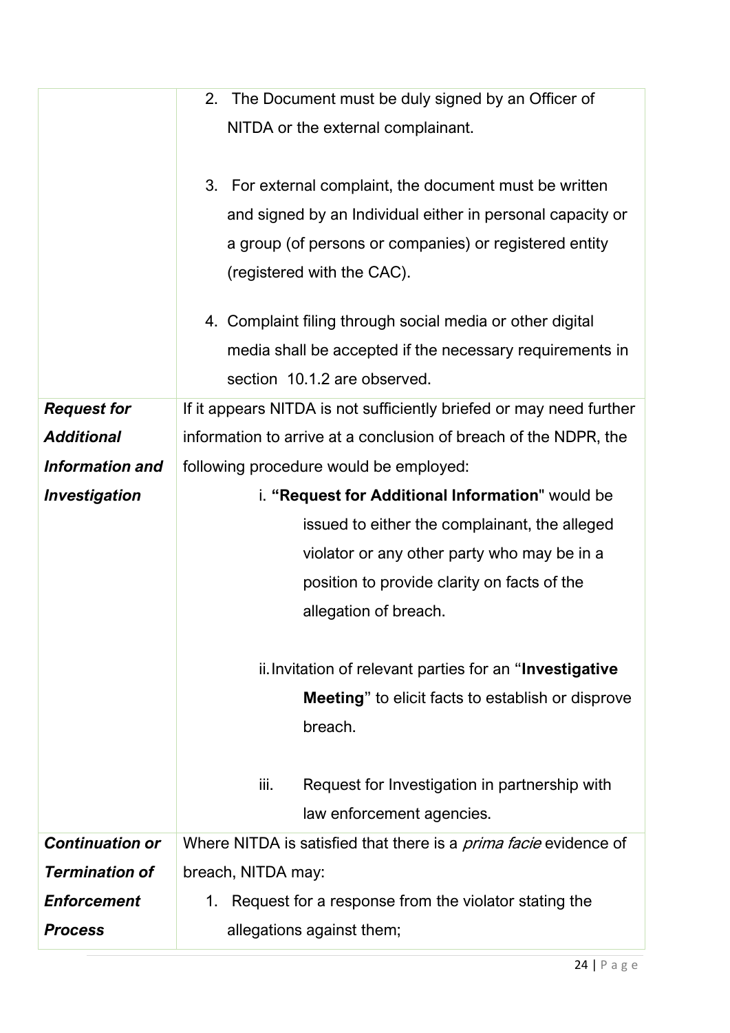|  |  |
|---|---|
|  | 2. The Document must be duly signed by an Officer of NITDA or the external complainant.<br><br>3. For external complaint, the document must be written and signed by an Individual either in personal capacity or a group (of persons or companies) or registered entity (registered with the CAC).<br><br>4. Complaint filing through social media or other digital media shall be accepted if the necessary requirements in section 10.1.2 are observed. |
| ***Request for Additional Information and Investigation*** | If it appears NITDA is not sufficiently briefed or may need further information to arrive at a conclusion of breach of the NDPR, the following procedure would be employed:<br>i. **“Request for Additional Information**" would be issued to either the complainant, the alleged violator or any other party who may be in a position to provide clarity on facts of the allegation of breach.<br><br>ii. Invitation of relevant parties for an “**Investigative Meeting**” to elicit facts to establish or disprove breach.<br><br>iii. Request for Investigation in partnership with law enforcement agencies. |
| ***Continuation or Termination of Enforcement Process*** | Where NITDA is satisfied that there is a *prima facie* evidence of breach, NITDA may:<br>1. Request for a response from the violator stating the allegations against them; |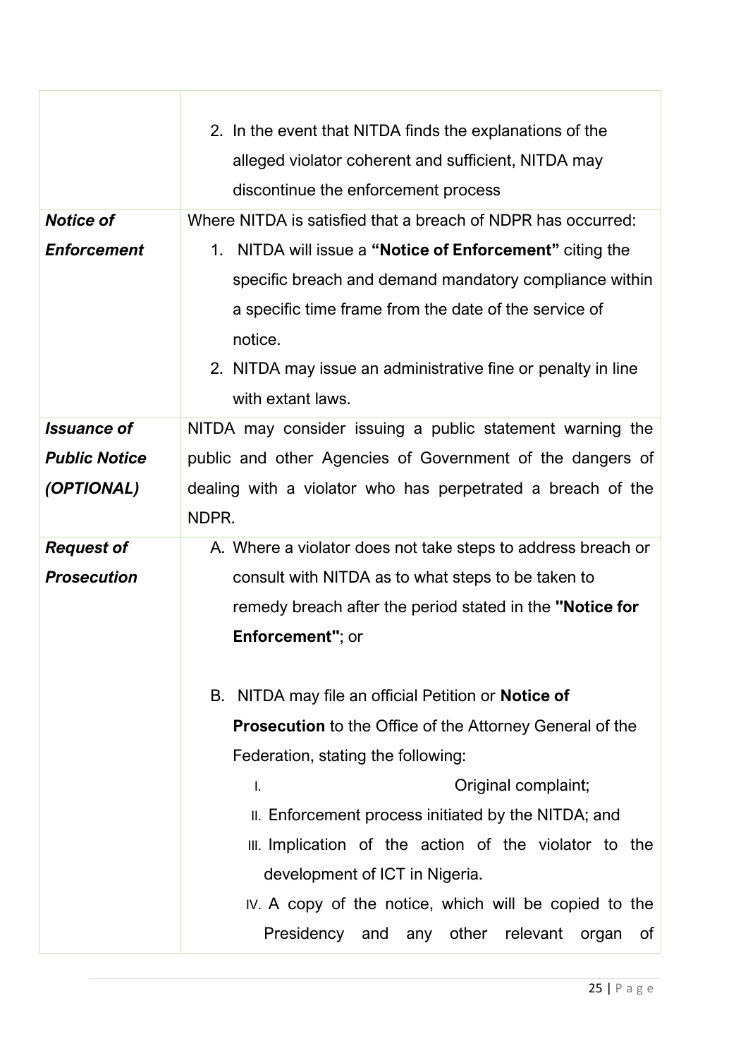| | |
|---|---|
| | 2. In the event that NITDA finds the explanations of the alleged violator coherent and sufficient, NITDA may discontinue the enforcement process |
| ***Notice of Enforcement*** | Where NITDA is satisfied that a breach of NDPR has occurred:<br>1. NITDA will issue a **"Notice of Enforcement"** citing the specific breach and demand mandatory compliance within a specific time frame from the date of the service of notice.<br>2. NITDA may issue an administrative fine or penalty in line with extant laws. |
| ***Issuance of Public Notice (OPTIONAL)*** | NITDA may consider issuing a public statement warning the public and other Agencies of Government of the dangers of dealing with a violator who has perpetrated a breach of the NDPR. |
| ***Request of Prosecution*** | A. Where a violator does not take steps to address breach or consult with NITDA as to what steps to be taken to remedy breach after the period stated in the **"Notice for Enforcement"**; or<br><br>B. NITDA may file an official Petition or **Notice of Prosecution** to the Office of the Attorney General of the Federation, stating the following:<br>I. Original complaint;<br>II. Enforcement process initiated by the NITDA; and<br>III. Implication of the action of the violator to the development of ICT in Nigeria.<br>IV. A copy of the notice, which will be copied to the Presidency and any other relevant organ of |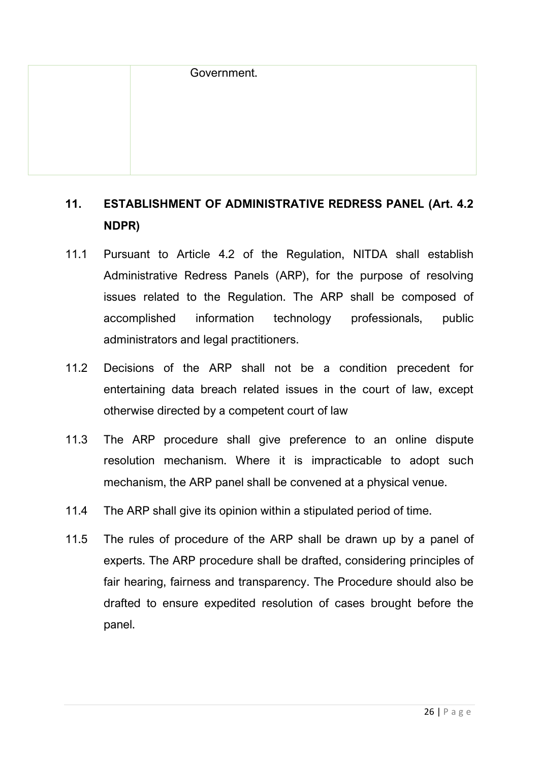| | Government. |
|---|---|

## 11. ESTABLISHMENT OF ADMINISTRATIVE REDRESS PANEL (Art. 4.2 NDPR)

11.1 Pursuant to Article 4.2 of the Regulation, NITDA shall establish Administrative Redress Panels (ARP), for the purpose of resolving issues related to the Regulation. The ARP shall be composed of accomplished information technology professionals, public administrators and legal practitioners.

11.2 Decisions of the ARP shall not be a condition precedent for entertaining data breach related issues in the court of law, except otherwise directed by a competent court of law

11.3 The ARP procedure shall give preference to an online dispute resolution mechanism. Where it is impracticable to adopt such mechanism, the ARP panel shall be convened at a physical venue.

11.4 The ARP shall give its opinion within a stipulated period of time.

11.5 The rules of procedure of the ARP shall be drawn up by a panel of experts. The ARP procedure shall be drafted, considering principles of fair hearing, fairness and transparency. The Procedure should also be drafted to ensure expedited resolution of cases brought before the panel.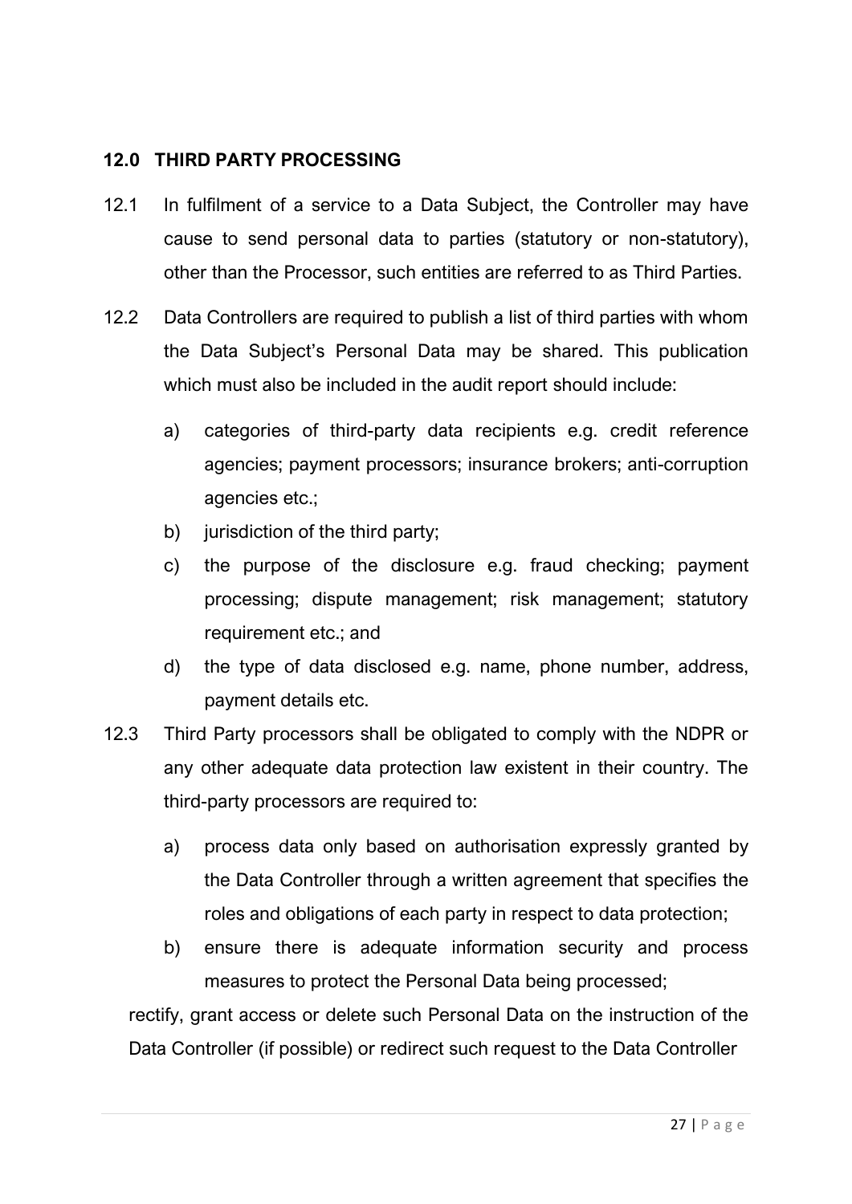## 12.0 THIRD PARTY PROCESSING

12.1 In fulfilment of a service to a Data Subject, the Controller may have cause to send personal data to parties (statutory or non-statutory), other than the Processor, such entities are referred to as Third Parties.

12.2 Data Controllers are required to publish a list of third parties with whom the Data Subject's Personal Data may be shared. This publication which must also be included in the audit report should include:

a) categories of third-party data recipients e.g. credit reference agencies; payment processors; insurance brokers; anti-corruption agencies etc.;

b) jurisdiction of the third party;

c) the purpose of the disclosure e.g. fraud checking; payment processing; dispute management; risk management; statutory requirement etc.; and

d) the type of data disclosed e.g. name, phone number, address, payment details etc.

12.3 Third Party processors shall be obligated to comply with the NDPR or any other adequate data protection law existent in their country. The third-party processors are required to:

a) process data only based on authorisation expressly granted by the Data Controller through a written agreement that specifies the roles and obligations of each party in respect to data protection;

b) ensure there is adequate information security and process measures to protect the Personal Data being processed;

rectify, grant access or delete such Personal Data on the instruction of the Data Controller (if possible) or redirect such request to the Data Controller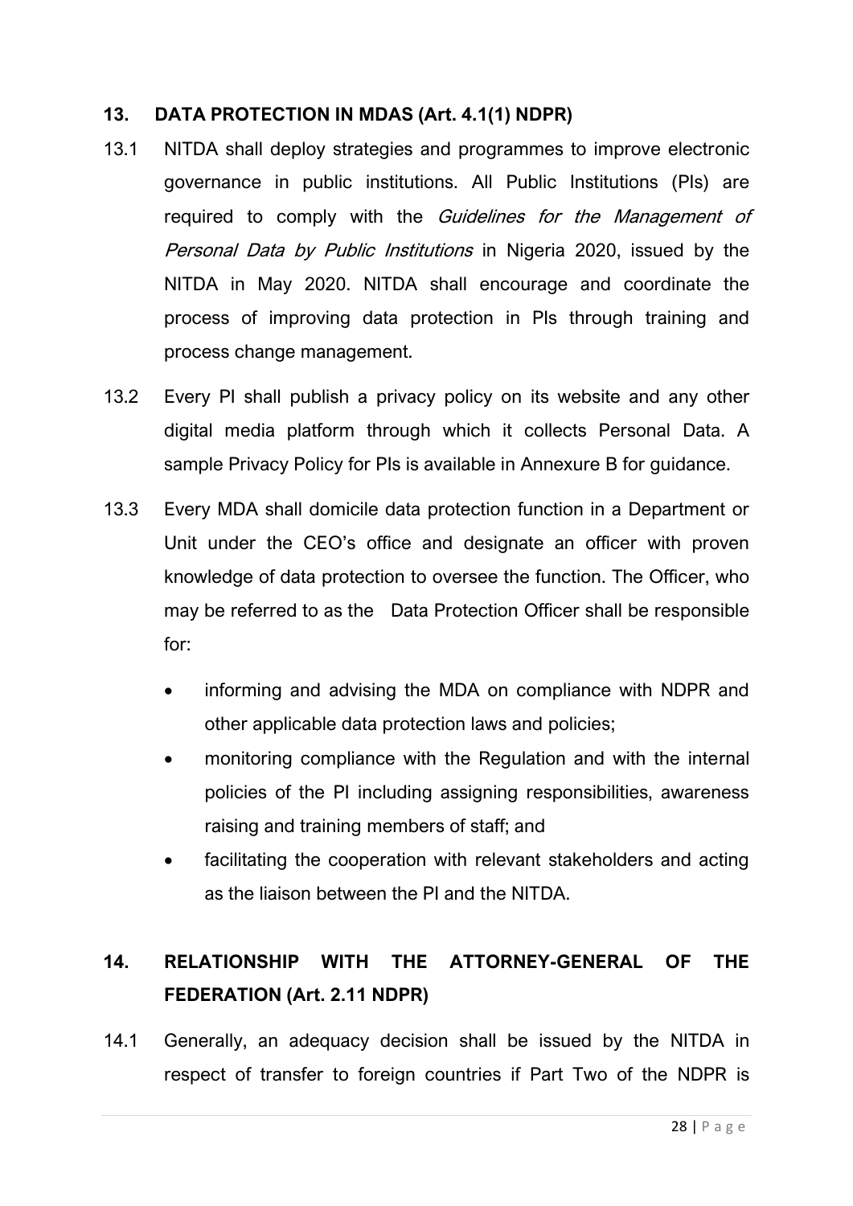## 13. DATA PROTECTION IN MDAS (Art. 4.1(1) NDPR)

13.1 NITDA shall deploy strategies and programmes to improve electronic governance in public institutions. All Public Institutions (PIs) are required to comply with the *Guidelines for the Management of Personal Data by Public Institutions* in Nigeria 2020, issued by the NITDA in May 2020. NITDA shall encourage and coordinate the process of improving data protection in PIs through training and process change management.

13.2 Every PI shall publish a privacy policy on its website and any other digital media platform through which it collects Personal Data. A sample Privacy Policy for PIs is available in Annexure B for guidance.

13.3 Every MDA shall domicile data protection function in a Department or Unit under the CEO's office and designate an officer with proven knowledge of data protection to oversee the function. The Officer, who may be referred to as the Data Protection Officer shall be responsible for:

- informing and advising the MDA on compliance with NDPR and other applicable data protection laws and policies;
- monitoring compliance with the Regulation and with the internal policies of the PI including assigning responsibilities, awareness raising and training members of staff; and
- facilitating the cooperation with relevant stakeholders and acting as the liaison between the PI and the NITDA.

## 14. RELATIONSHIP WITH THE ATTORNEY-GENERAL OF THE FEDERATION (Art. 2.11 NDPR)

14.1 Generally, an adequacy decision shall be issued by the NITDA in respect of transfer to foreign countries if Part Two of the NDPR is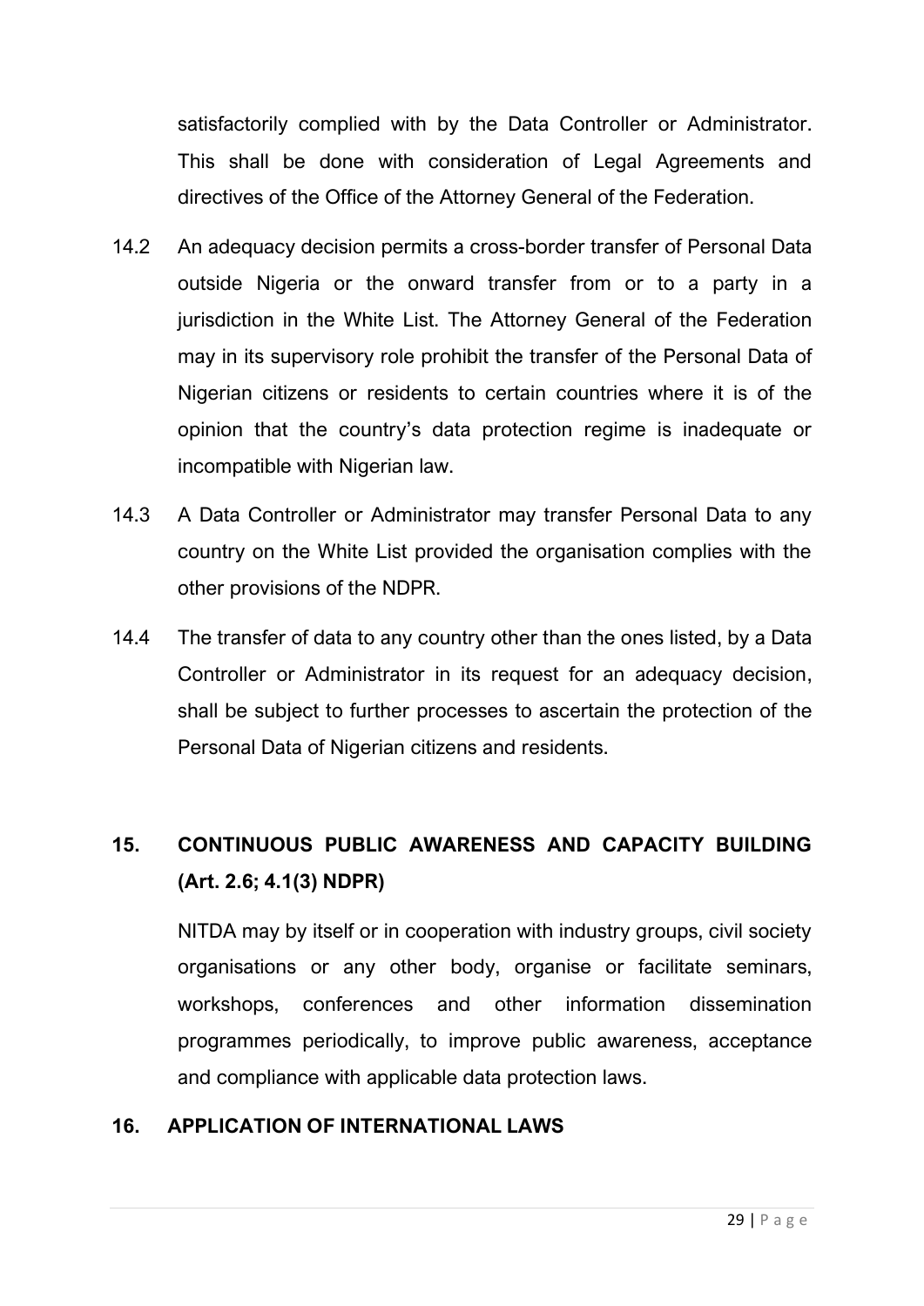satisfactorily complied with by the Data Controller or Administrator. This shall be done with consideration of Legal Agreements and directives of the Office of the Attorney General of the Federation.

14.2 An adequacy decision permits a cross-border transfer of Personal Data outside Nigeria or the onward transfer from or to a party in a jurisdiction in the White List. The Attorney General of the Federation may in its supervisory role prohibit the transfer of the Personal Data of Nigerian citizens or residents to certain countries where it is of the opinion that the country's data protection regime is inadequate or incompatible with Nigerian law.

14.3 A Data Controller or Administrator may transfer Personal Data to any country on the White List provided the organisation complies with the other provisions of the NDPR.

14.4 The transfer of data to any country other than the ones listed, by a Data Controller or Administrator in its request for an adequacy decision, shall be subject to further processes to ascertain the protection of the Personal Data of Nigerian citizens and residents.

## 15. CONTINUOUS PUBLIC AWARENESS AND CAPACITY BUILDING (Art. 2.6; 4.1(3) NDPR)

NITDA may by itself or in cooperation with industry groups, civil society organisations or any other body, organise or facilitate seminars, workshops, conferences and other information dissemination programmes periodically, to improve public awareness, acceptance and compliance with applicable data protection laws.

## 16. APPLICATION OF INTERNATIONAL LAWS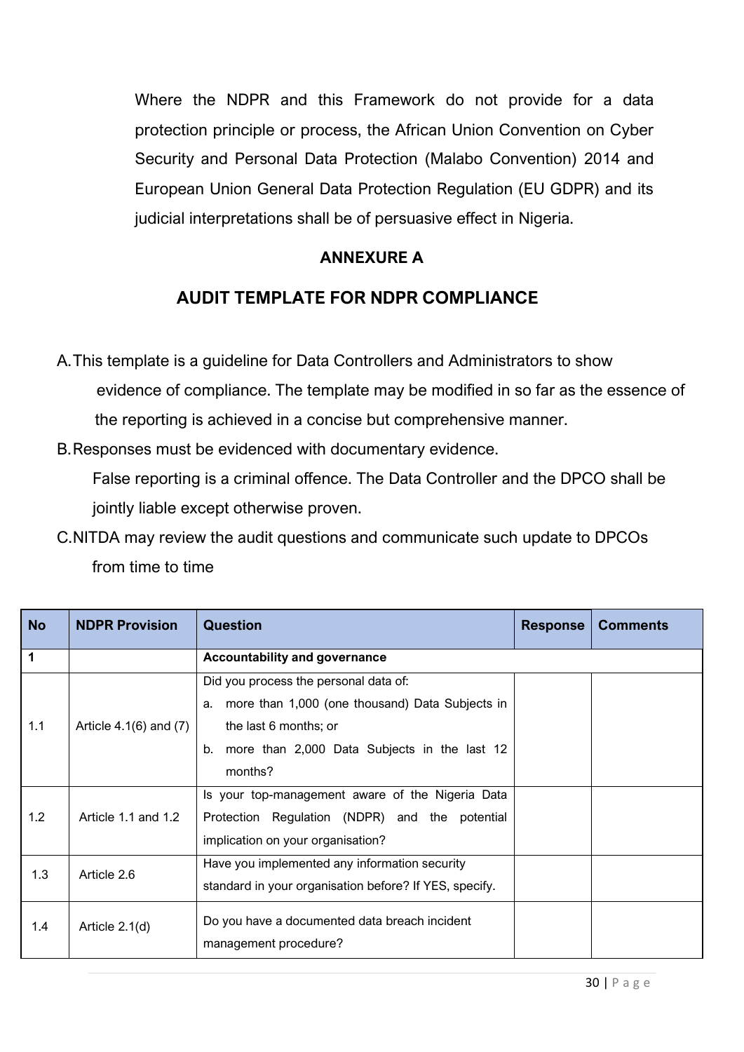Where the NDPR and this Framework do not provide for a data protection principle or process, the African Union Convention on Cyber Security and Personal Data Protection (Malabo Convention) 2014 and European Union General Data Protection Regulation (EU GDPR) and its judicial interpretations shall be of persuasive effect in Nigeria.

## ANNEXURE A

## AUDIT TEMPLATE FOR NDPR COMPLIANCE

A. This template is a guideline for Data Controllers and Administrators to show evidence of compliance. The template may be modified in so far as the essence of the reporting is achieved in a concise but comprehensive manner.

B. Responses must be evidenced with documentary evidence.
False reporting is a criminal offence. The Data Controller and the DPCO shall be jointly liable except otherwise proven.

C. NITDA may review the audit questions and communicate such update to DPCOs from time to time

| No | NDPR Provision | Question | Response | Comments |
|---|---|---|---|---|
| **1** | | **Accountability and governance** | | |
| 1.1 | Article 4.1(6) and (7) | Did you process the personal data of:<br>a. more than 1,000 (one thousand) Data Subjects in the last 6 months; or<br>b. more than 2,000 Data Subjects in the last 12 months? | | |
| 1.2 | Article 1.1 and 1.2 | Is your top-management aware of the Nigeria Data Protection Regulation (NDPR) and the potential implication on your organisation? | | |
| 1.3 | Article 2.6 | Have you implemented any information security standard in your organisation before? If YES, specify. | | |
| 1.4 | Article 2.1(d) | Do you have a documented data breach incident management procedure? | | |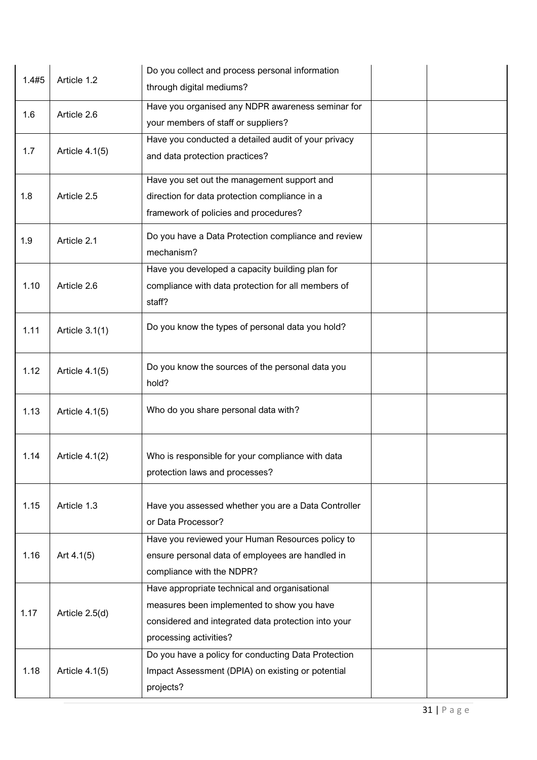| | | | | |
|---|---|---|---|---|
| 1.4#5 | Article 1.2 | Do you collect and process personal information through digital mediums? | | |
| 1.6 | Article 2.6 | Have you organised any NDPR awareness seminar for your members of staff or suppliers? | | |
| 1.7 | Article 4.1(5) | Have you conducted a detailed audit of your privacy and data protection practices? | | |
| 1.8 | Article 2.5 | Have you set out the management support and direction for data protection compliance in a framework of policies and procedures? | | |
| 1.9 | Article 2.1 | Do you have a Data Protection compliance and review mechanism? | | |
| 1.10 | Article 2.6 | Have you developed a capacity building plan for compliance with data protection for all members of staff? | | |
| 1.11 | Article 3.1(1) | Do you know the types of personal data you hold? | | |
| 1.12 | Article 4.1(5) | Do you know the sources of the personal data you hold? | | |
| 1.13 | Article 4.1(5) | Who do you share personal data with? | | |
| 1.14 | Article 4.1(2) | Who is responsible for your compliance with data protection laws and processes? | | |
| 1.15 | Article 1.3 | Have you assessed whether you are a Data Controller or Data Processor? | | |
| 1.16 | Art 4.1(5) | Have you reviewed your Human Resources policy to ensure personal data of employees are handled in compliance with the NDPR? | | |
| 1.17 | Article 2.5(d) | Have appropriate technical and organisational measures been implemented to show you have considered and integrated data protection into your processing activities? | | |
| 1.18 | Article 4.1(5) | Do you have a policy for conducting Data Protection Impact Assessment (DPIA) on existing or potential projects? | | |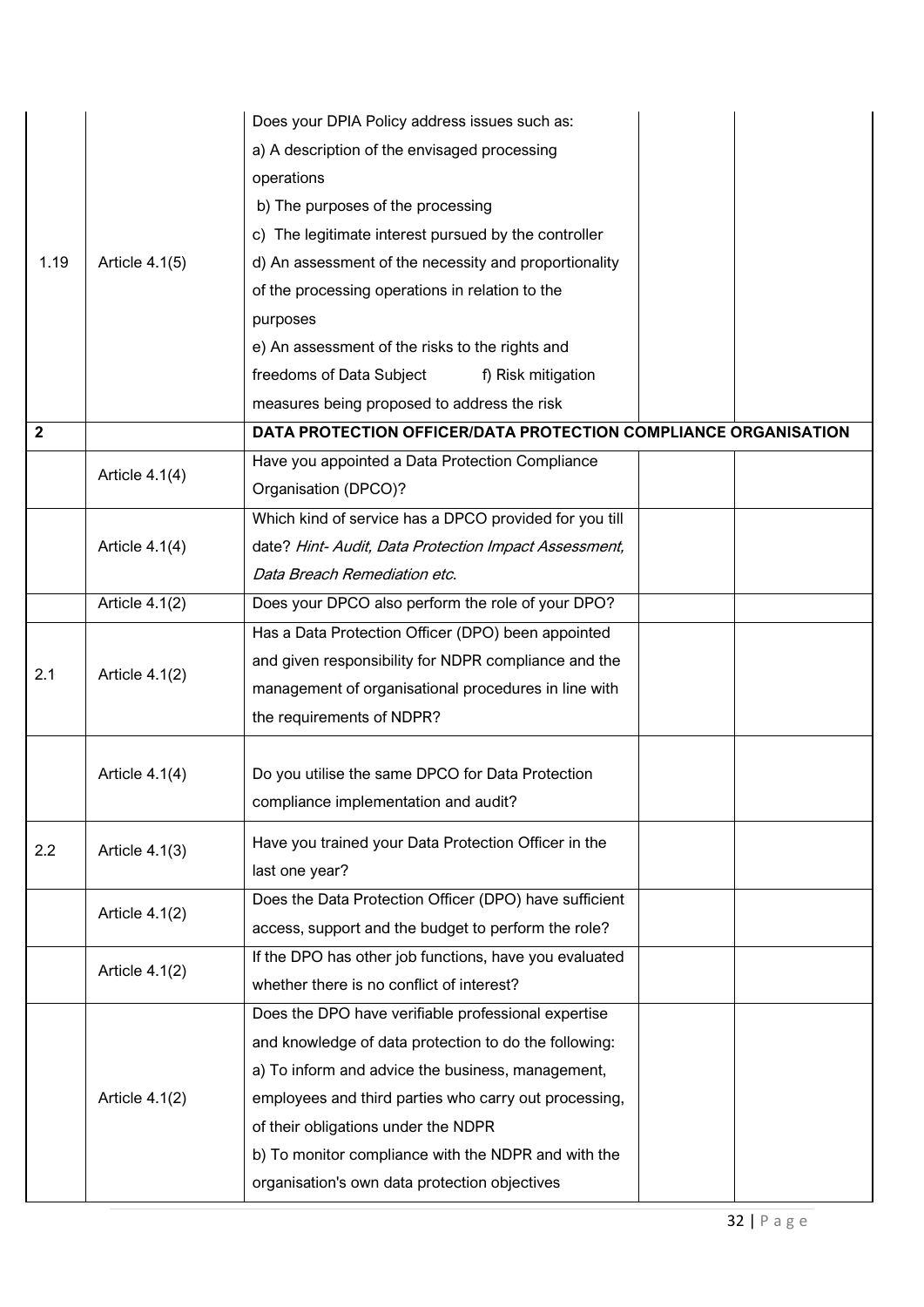| | | | | |
|---|---|---|---|---|
| 1.19 | Article 4.1(5) | Does your DPIA Policy address issues such as:<br>a) A description of the envisaged processing operations<br>b) The purposes of the processing<br>c) The legitimate interest pursued by the controller<br>d) An assessment of the necessity and proportionality of the processing operations in relation to the purposes<br>e) An assessment of the risks to the rights and freedoms of Data Subject f) Risk mitigation measures being proposed to address the risk | | |
| **2** | | **DATA PROTECTION OFFICER/DATA PROTECTION COMPLIANCE ORGANISATION** | | |
| | Article 4.1(4) | Have you appointed a Data Protection Compliance Organisation (DPCO)? | | |
| | Article 4.1(4) | Which kind of service has a DPCO provided for you till date? *Hint- Audit, Data Protection Impact Assessment, Data Breach Remediation etc.* | | |
| | Article 4.1(2) | Does your DPCO also perform the role of your DPO? | | |
| 2.1 | Article 4.1(2) | Has a Data Protection Officer (DPO) been appointed and given responsibility for NDPR compliance and the management of organisational procedures in line with the requirements of NDPR? | | |
| | Article 4.1(4) | Do you utilise the same DPCO for Data Protection compliance implementation and audit? | | |
| 2.2 | Article 4.1(3) | Have you trained your Data Protection Officer in the last one year? | | |
| | Article 4.1(2) | Does the Data Protection Officer (DPO) have sufficient access, support and the budget to perform the role? | | |
| | Article 4.1(2) | If the DPO has other job functions, have you evaluated whether there is no conflict of interest? | | |
| | Article 4.1(2) | Does the DPO have verifiable professional expertise and knowledge of data protection to do the following:<br>a) To inform and advice the business, management, employees and third parties who carry out processing, of their obligations under the NDPR<br>b) To monitor compliance with the NDPR and with the organisation's own data protection objectives | | |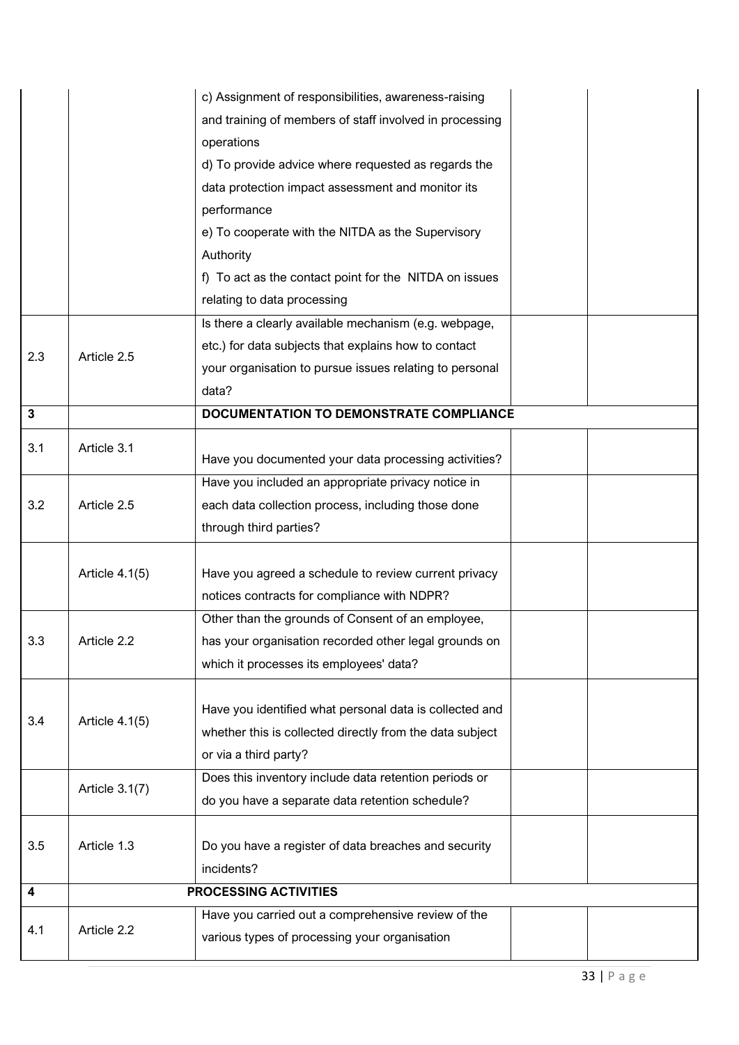| | | c) Assignment of responsibilities, awareness-raising and training of members of staff involved in processing operations<br>d) To provide advice where requested as regards the data protection impact assessment and monitor its performance<br>e) To cooperate with the NITDA as the Supervisory Authority<br>f) To act as the contact point for the NITDA on issues relating to data processing | | |
|---|---|---|---|---|
| 2.3 | Article 2.5 | Is there a clearly available mechanism (e.g. webpage, etc.) for data subjects that explains how to contact your organisation to pursue issues relating to personal data? | | |
| **3** | | **DOCUMENTATION TO DEMONSTRATE COMPLIANCE** | | |
| 3.1 | Article 3.1 | Have you documented your data processing activities? | | |
| 3.2 | Article 2.5 | Have you included an appropriate privacy notice in each data collection process, including those done through third parties? | | |
| | Article 4.1(5) | Have you agreed a schedule to review current privacy notices contracts for compliance with NDPR? | | |
| 3.3 | Article 2.2 | Other than the grounds of Consent of an employee, has your organisation recorded other legal grounds on which it processes its employees' data? | | |
| 3.4 | Article 4.1(5) | Have you identified what personal data is collected and whether this is collected directly from the data subject or via a third party? | | |
| | Article 3.1(7) | Does this inventory include data retention periods or do you have a separate data retention schedule? | | |
| 3.5 | Article 1.3 | Do you have a register of data breaches and security incidents? | | |
| **4** | | **PROCESSING ACTIVITIES** | | |
| 4.1 | Article 2.2 | Have you carried out a comprehensive review of the various types of processing your organisation | | |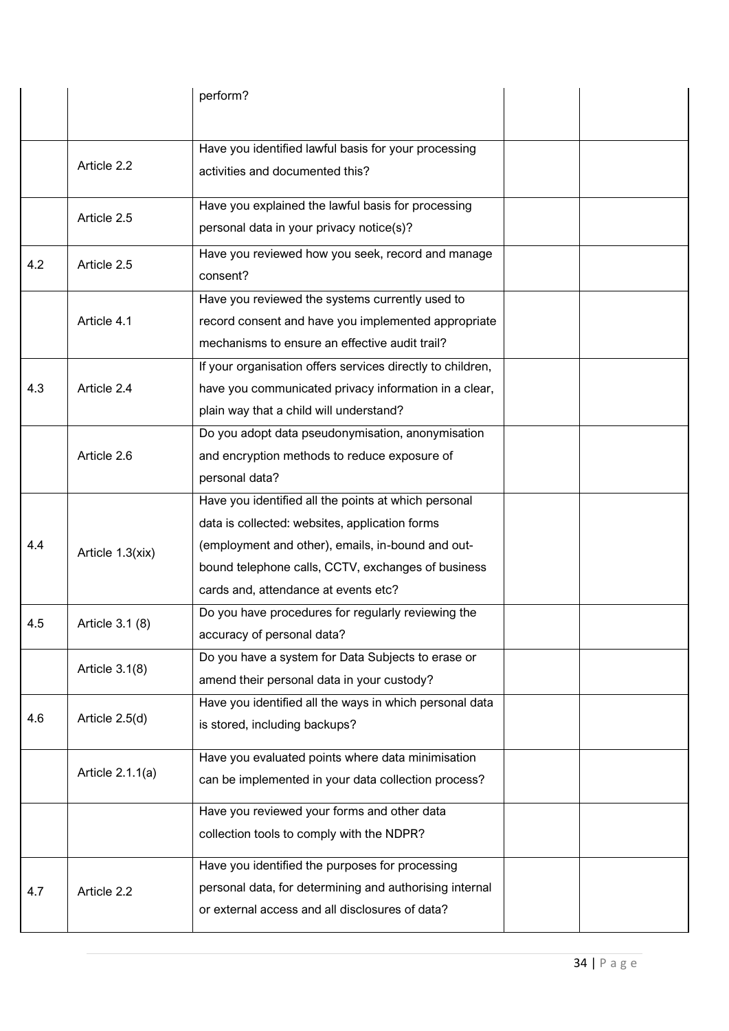|  |  | perform? |  |  |
| --- | --- | --- | --- | --- |
|  | Article 2.2 | Have you identified lawful basis for your processing activities and documented this? |  |  |
|  | Article 2.5 | Have you explained the lawful basis for processing personal data in your privacy notice(s)? |  |  |
| 4.2 | Article 2.5 | Have you reviewed how you seek, record and manage consent? |  |  |
|  | Article 4.1 | Have you reviewed the systems currently used to record consent and have you implemented appropriate mechanisms to ensure an effective audit trail? |  |  |
| 4.3 | Article 2.4 | If your organisation offers services directly to children, have you communicated privacy information in a clear, plain way that a child will understand? |  |  |
|  | Article 2.6 | Do you adopt data pseudonymisation, anonymisation and encryption methods to reduce exposure of personal data? |  |  |
| 4.4 | Article 1.3(xix) | Have you identified all the points at which personal data is collected: websites, application forms (employment and other), emails, in-bound and out-bound telephone calls, CCTV, exchanges of business cards and, attendance at events etc? |  |  |
| 4.5 | Article 3.1 (8) | Do you have procedures for regularly reviewing the accuracy of personal data? |  |  |
|  | Article 3.1(8) | Do you have a system for Data Subjects to erase or amend their personal data in your custody? |  |  |
| 4.6 | Article 2.5(d) | Have you identified all the ways in which personal data is stored, including backups? |  |  |
|  | Article 2.1.1(a) | Have you evaluated points where data minimisation can be implemented in your data collection process? |  |  |
|  |  | Have you reviewed your forms and other data collection tools to comply with the NDPR? |  |  |
| 4.7 | Article 2.2 | Have you identified the purposes for processing personal data, for determining and authorising internal or external access and all disclosures of data? |  |  |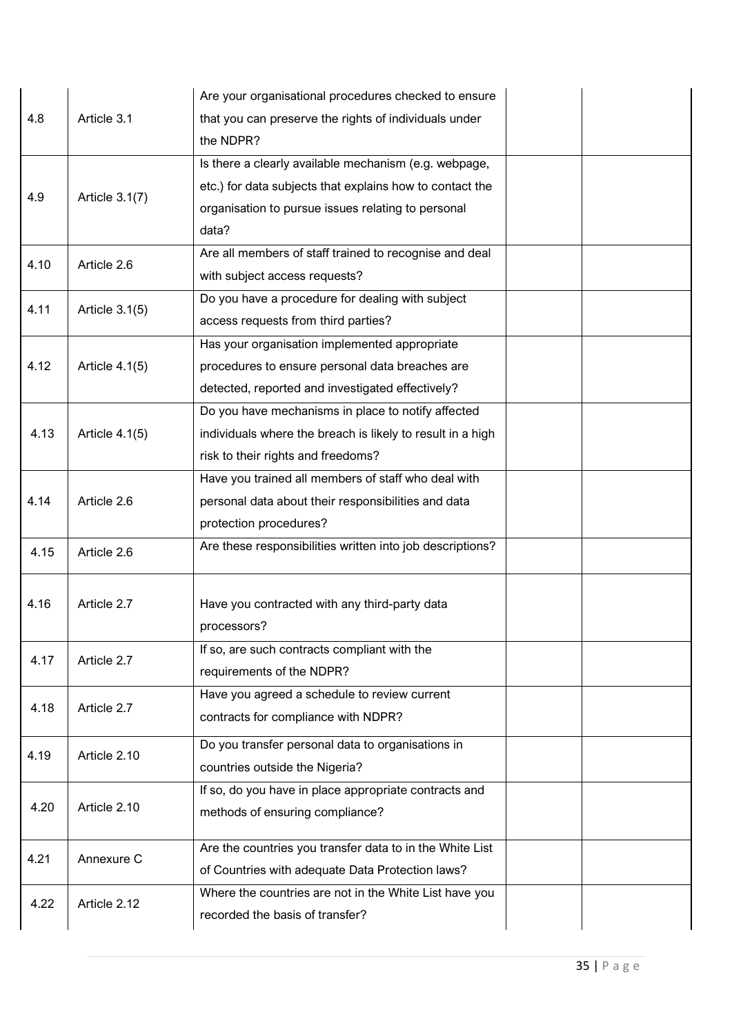| | | | | |
|---|---|---|---|---|
| 4.8 | Article 3.1 | Are your organisational procedures checked to ensure that you can preserve the rights of individuals under the NDPR? | | |
| 4.9 | Article 3.1(7) | Is there a clearly available mechanism (e.g. webpage, etc.) for data subjects that explains how to contact the organisation to pursue issues relating to personal data? | | |
| 4.10 | Article 2.6 | Are all members of staff trained to recognise and deal with subject access requests? | | |
| 4.11 | Article 3.1(5) | Do you have a procedure for dealing with subject access requests from third parties? | | |
| 4.12 | Article 4.1(5) | Has your organisation implemented appropriate procedures to ensure personal data breaches are detected, reported and investigated effectively? | | |
| 4.13 | Article 4.1(5) | Do you have mechanisms in place to notify affected individuals where the breach is likely to result in a high risk to their rights and freedoms? | | |
| 4.14 | Article 2.6 | Have you trained all members of staff who deal with personal data about their responsibilities and data protection procedures? | | |
| 4.15 | Article 2.6 | Are these responsibilities written into job descriptions? | | |
| 4.16 | Article 2.7 | Have you contracted with any third-party data processors? | | |
| 4.17 | Article 2.7 | If so, are such contracts compliant with the requirements of the NDPR? | | |
| 4.18 | Article 2.7 | Have you agreed a schedule to review current contracts for compliance with NDPR? | | |
| 4.19 | Article 2.10 | Do you transfer personal data to organisations in countries outside the Nigeria? | | |
| 4.20 | Article 2.10 | If so, do you have in place appropriate contracts and methods of ensuring compliance? | | |
| 4.21 | Annexure C | Are the countries you transfer data to in the White List of Countries with adequate Data Protection laws? | | |
| 4.22 | Article 2.12 | Where the countries are not in the White List have you recorded the basis of transfer? | | |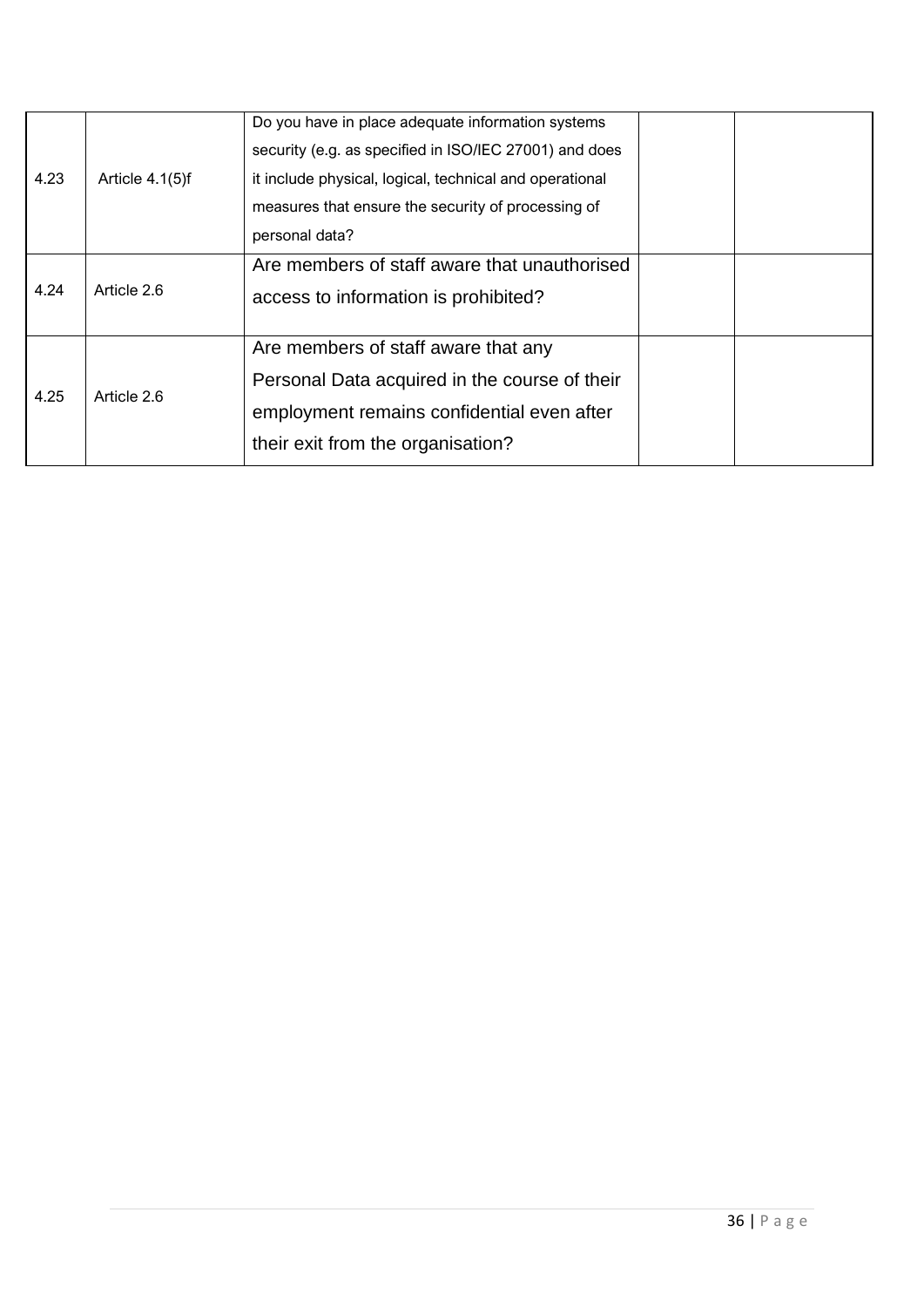| | | | | |
|---|---|---|---|---|
| 4.23 | Article 4.1(5)f | Do you have in place adequate information systems security (e.g. as specified in ISO/IEC 27001) and does it include physical, logical, technical and operational measures that ensure the security of processing of personal data? | | |
| 4.24 | Article 2.6 | Are members of staff aware that unauthorised access to information is prohibited? | | |
| 4.25 | Article 2.6 | Are members of staff aware that any Personal Data acquired in the course of their employment remains confidential even after their exit from the organisation? | | |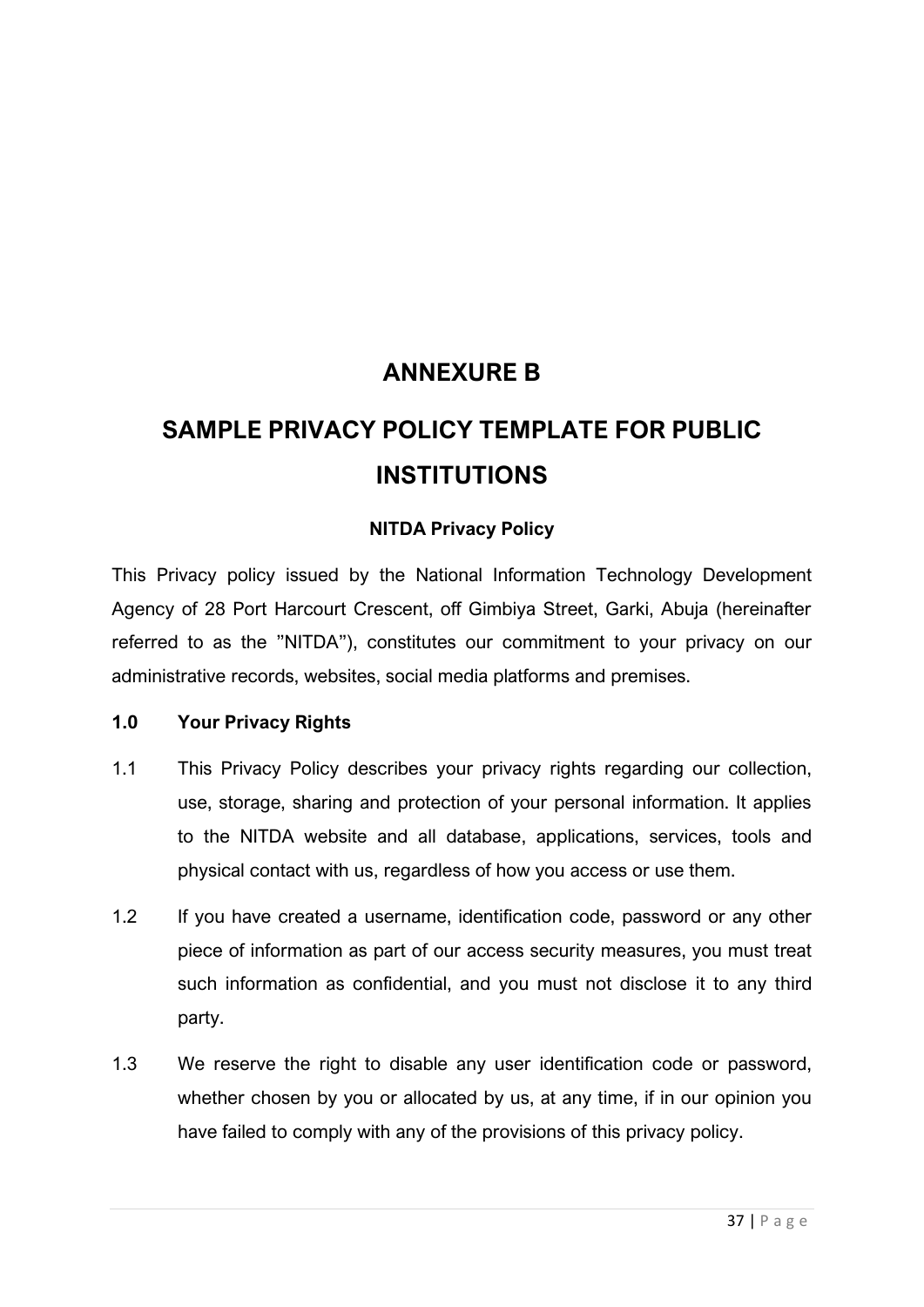# ANNEXURE B

# SAMPLE PRIVACY POLICY TEMPLATE FOR PUBLIC INSTITUTIONS

### NITDA Privacy Policy

This Privacy policy issued by the National Information Technology Development Agency of 28 Port Harcourt Crescent, off Gimbiya Street, Garki, Abuja (hereinafter referred to as the "NITDA"), constitutes our commitment to your privacy on our administrative records, websites, social media platforms and premises.

**1.0 Your Privacy Rights**

1.1 This Privacy Policy describes your privacy rights regarding our collection, use, storage, sharing and protection of your personal information. It applies to the NITDA website and all database, applications, services, tools and physical contact with us, regardless of how you access or use them.

1.2 If you have created a username, identification code, password or any other piece of information as part of our access security measures, you must treat such information as confidential, and you must not disclose it to any third party.

1.3 We reserve the right to disable any user identification code or password, whether chosen by you or allocated by us, at any time, if in our opinion you have failed to comply with any of the provisions of this privacy policy.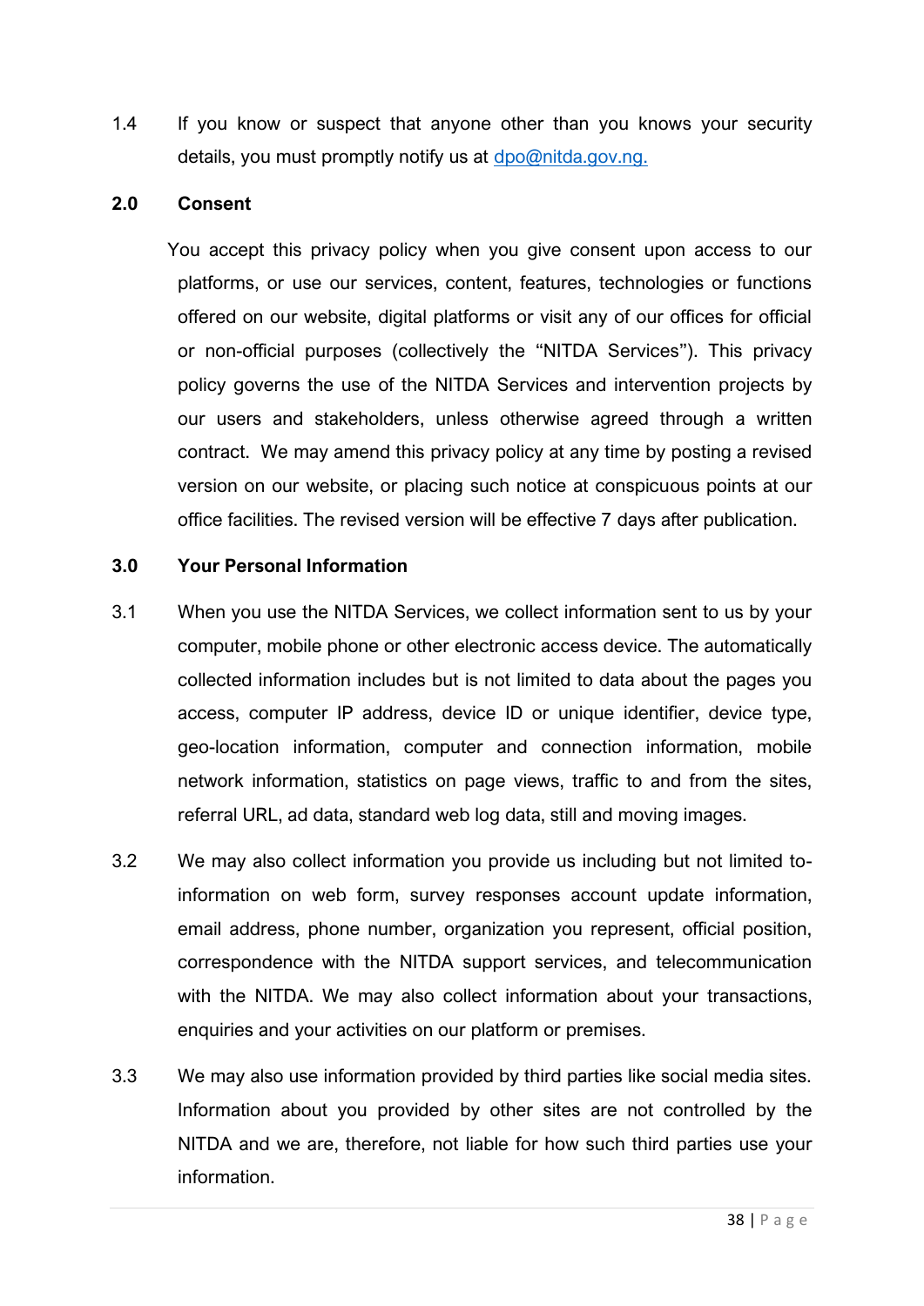1.4 If you know or suspect that anyone other than you knows your security details, you must promptly notify us at dpo@nitda.gov.ng.

## 2.0 Consent

You accept this privacy policy when you give consent upon access to our platforms, or use our services, content, features, technologies or functions offered on our website, digital platforms or visit any of our offices for official or non-official purposes (collectively the "NITDA Services"). This privacy policy governs the use of the NITDA Services and intervention projects by our users and stakeholders, unless otherwise agreed through a written contract. We may amend this privacy policy at any time by posting a revised version on our website, or placing such notice at conspicuous points at our office facilities. The revised version will be effective 7 days after publication.

## 3.0 Your Personal Information

3.1 When you use the NITDA Services, we collect information sent to us by your computer, mobile phone or other electronic access device. The automatically collected information includes but is not limited to data about the pages you access, computer IP address, device ID or unique identifier, device type, geo-location information, computer and connection information, mobile network information, statistics on page views, traffic to and from the sites, referral URL, ad data, standard web log data, still and moving images.

3.2 We may also collect information you provide us including but not limited to- information on web form, survey responses account update information, email address, phone number, organization you represent, official position, correspondence with the NITDA support services, and telecommunication with the NITDA. We may also collect information about your transactions, enquiries and your activities on our platform or premises.

3.3 We may also use information provided by third parties like social media sites. Information about you provided by other sites are not controlled by the NITDA and we are, therefore, not liable for how such third parties use your information.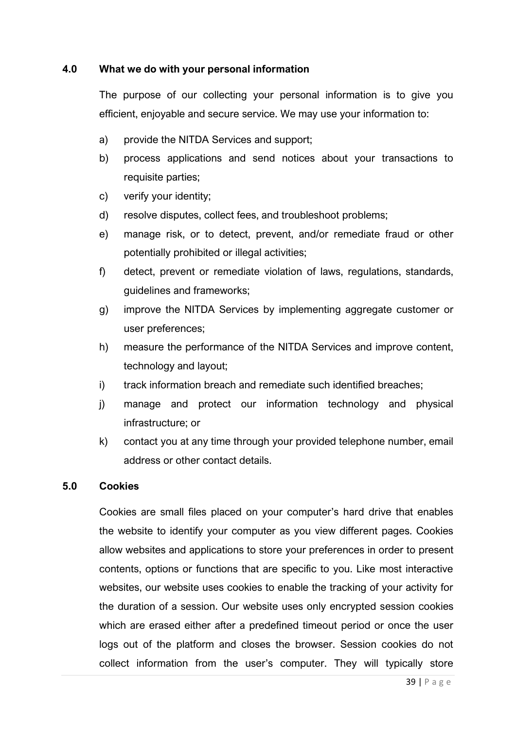## 4.0 What we do with your personal information

The purpose of our collecting your personal information is to give you efficient, enjoyable and secure service. We may use your information to:

a) provide the NITDA Services and support;

b) process applications and send notices about your transactions to requisite parties;

c) verify your identity;

d) resolve disputes, collect fees, and troubleshoot problems;

e) manage risk, or to detect, prevent, and/or remediate fraud or other potentially prohibited or illegal activities;

f) detect, prevent or remediate violation of laws, regulations, standards, guidelines and frameworks;

g) improve the NITDA Services by implementing aggregate customer or user preferences;

h) measure the performance of the NITDA Services and improve content, technology and layout;

i) track information breach and remediate such identified breaches;

j) manage and protect our information technology and physical infrastructure; or

k) contact you at any time through your provided telephone number, email address or other contact details.

## 5.0 Cookies

Cookies are small files placed on your computer's hard drive that enables the website to identify your computer as you view different pages. Cookies allow websites and applications to store your preferences in order to present contents, options or functions that are specific to you. Like most interactive websites, our website uses cookies to enable the tracking of your activity for the duration of a session. Our website uses only encrypted session cookies which are erased either after a predefined timeout period or once the user logs out of the platform and closes the browser. Session cookies do not collect information from the user's computer. They will typically store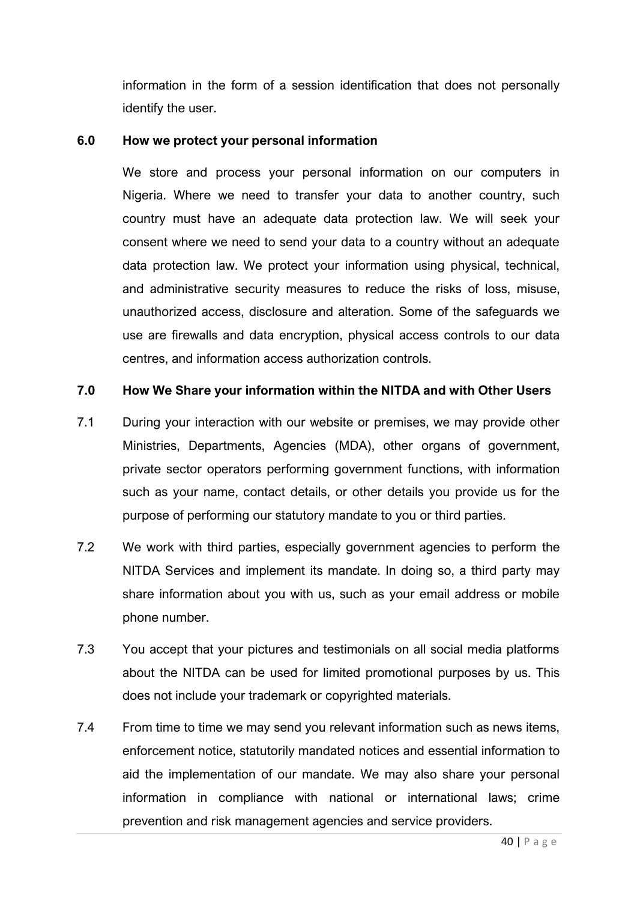information in the form of a session identification that does not personally identify the user.

## 6.0 How we protect your personal information

We store and process your personal information on our computers in Nigeria. Where we need to transfer your data to another country, such country must have an adequate data protection law. We will seek your consent where we need to send your data to a country without an adequate data protection law. We protect your information using physical, technical, and administrative security measures to reduce the risks of loss, misuse, unauthorized access, disclosure and alteration. Some of the safeguards we use are firewalls and data encryption, physical access controls to our data centres, and information access authorization controls.

## 7.0 How We Share your information within the NITDA and with Other Users

7.1 During your interaction with our website or premises, we may provide other Ministries, Departments, Agencies (MDA), other organs of government, private sector operators performing government functions, with information such as your name, contact details, or other details you provide us for the purpose of performing our statutory mandate to you or third parties.

7.2 We work with third parties, especially government agencies to perform the NITDA Services and implement its mandate. In doing so, a third party may share information about you with us, such as your email address or mobile phone number.

7.3 You accept that your pictures and testimonials on all social media platforms about the NITDA can be used for limited promotional purposes by us. This does not include your trademark or copyrighted materials.

7.4 From time to time we may send you relevant information such as news items, enforcement notice, statutorily mandated notices and essential information to aid the implementation of our mandate. We may also share your personal information in compliance with national or international laws; crime prevention and risk management agencies and service providers.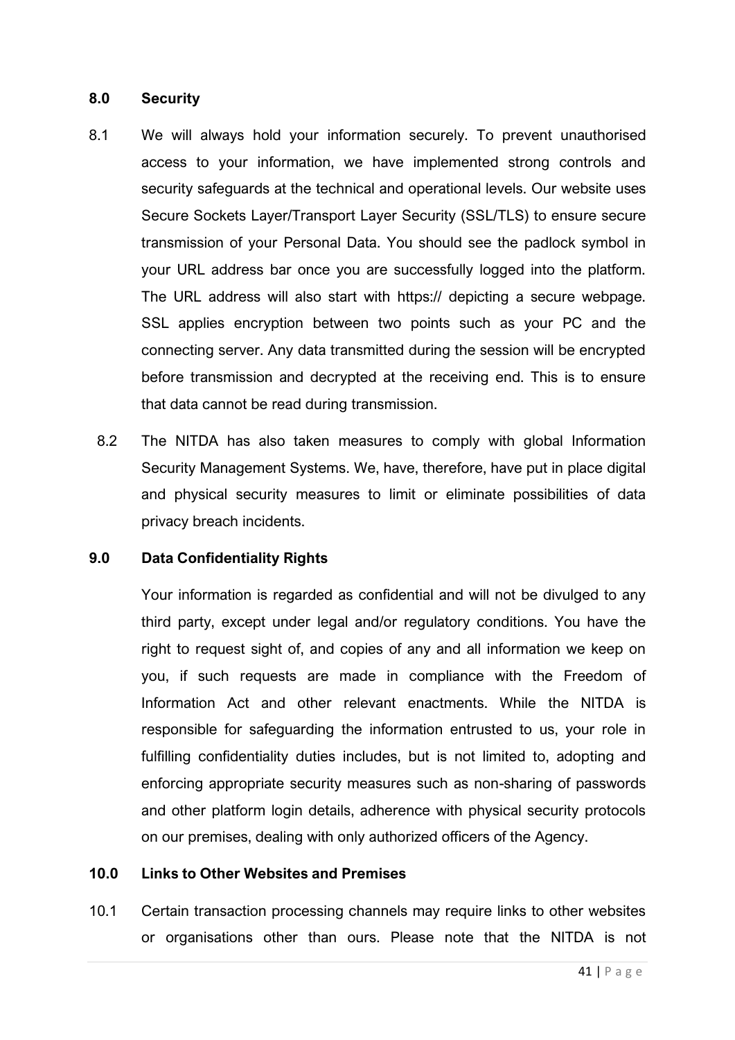## 8.0 Security

8.1 We will always hold your information securely. To prevent unauthorised access to your information, we have implemented strong controls and security safeguards at the technical and operational levels. Our website uses Secure Sockets Layer/Transport Layer Security (SSL/TLS) to ensure secure transmission of your Personal Data. You should see the padlock symbol in your URL address bar once you are successfully logged into the platform. The URL address will also start with https:// depicting a secure webpage. SSL applies encryption between two points such as your PC and the connecting server. Any data transmitted during the session will be encrypted before transmission and decrypted at the receiving end. This is to ensure that data cannot be read during transmission.

8.2 The NITDA has also taken measures to comply with global Information Security Management Systems. We, have, therefore, have put in place digital and physical security measures to limit or eliminate possibilities of data privacy breach incidents.

## 9.0 Data Confidentiality Rights

Your information is regarded as confidential and will not be divulged to any third party, except under legal and/or regulatory conditions. You have the right to request sight of, and copies of any and all information we keep on you, if such requests are made in compliance with the Freedom of Information Act and other relevant enactments. While the NITDA is responsible for safeguarding the information entrusted to us, your role in fulfilling confidentiality duties includes, but is not limited to, adopting and enforcing appropriate security measures such as non-sharing of passwords and other platform login details, adherence with physical security protocols on our premises, dealing with only authorized officers of the Agency.

## 10.0 Links to Other Websites and Premises

10.1 Certain transaction processing channels may require links to other websites or organisations other than ours. Please note that the NITDA is not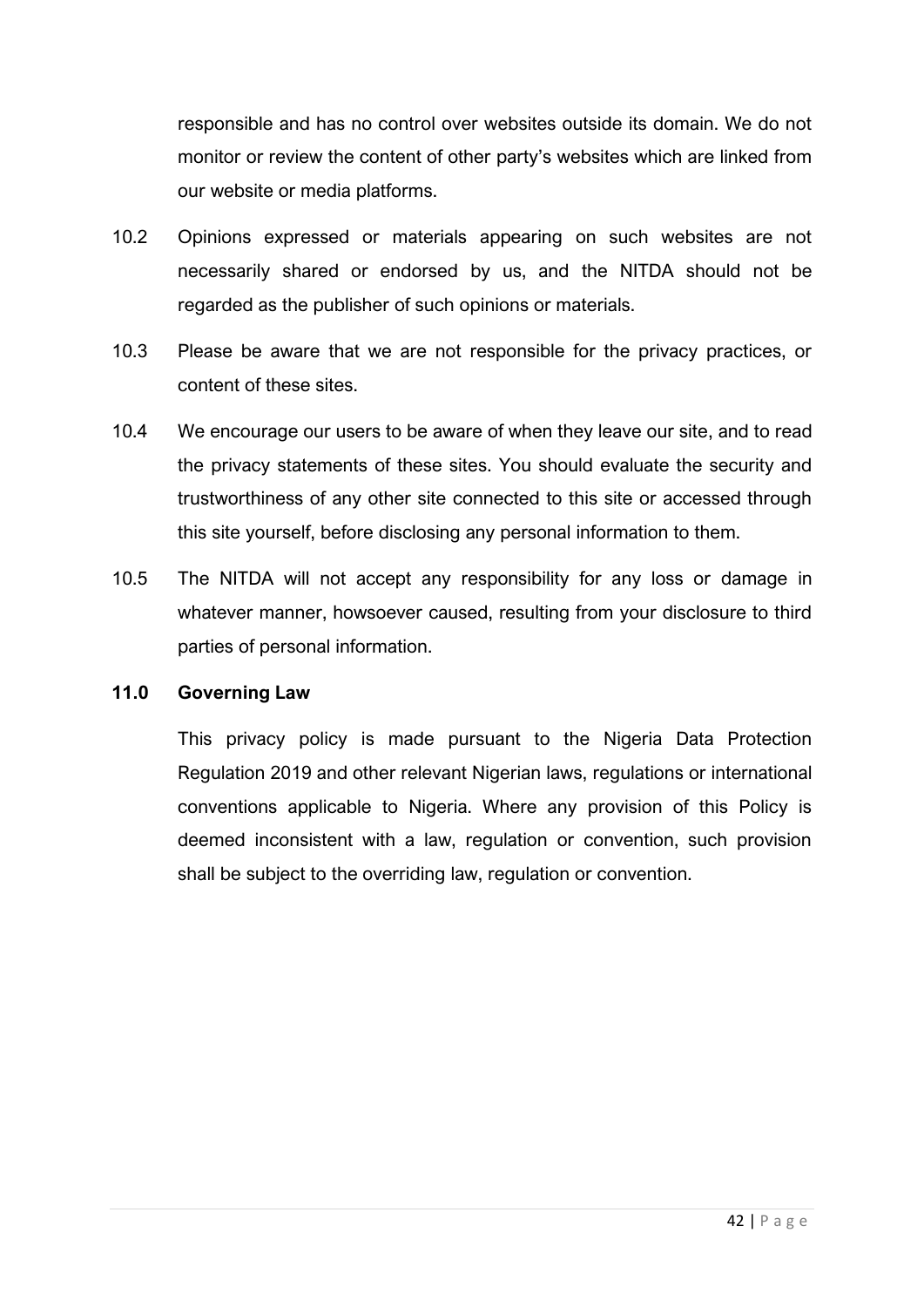responsible and has no control over websites outside its domain. We do not monitor or review the content of other party's websites which are linked from our website or media platforms.

10.2 Opinions expressed or materials appearing on such websites are not necessarily shared or endorsed by us, and the NITDA should not be regarded as the publisher of such opinions or materials.

10.3 Please be aware that we are not responsible for the privacy practices, or content of these sites.

10.4 We encourage our users to be aware of when they leave our site, and to read the privacy statements of these sites. You should evaluate the security and trustworthiness of any other site connected to this site or accessed through this site yourself, before disclosing any personal information to them.

10.5 The NITDA will not accept any responsibility for any loss or damage in whatever manner, howsoever caused, resulting from your disclosure to third parties of personal information.

## 11.0 Governing Law

This privacy policy is made pursuant to the Nigeria Data Protection Regulation 2019 and other relevant Nigerian laws, regulations or international conventions applicable to Nigeria. Where any provision of this Policy is deemed inconsistent with a law, regulation or convention, such provision shall be subject to the overriding law, regulation or convention.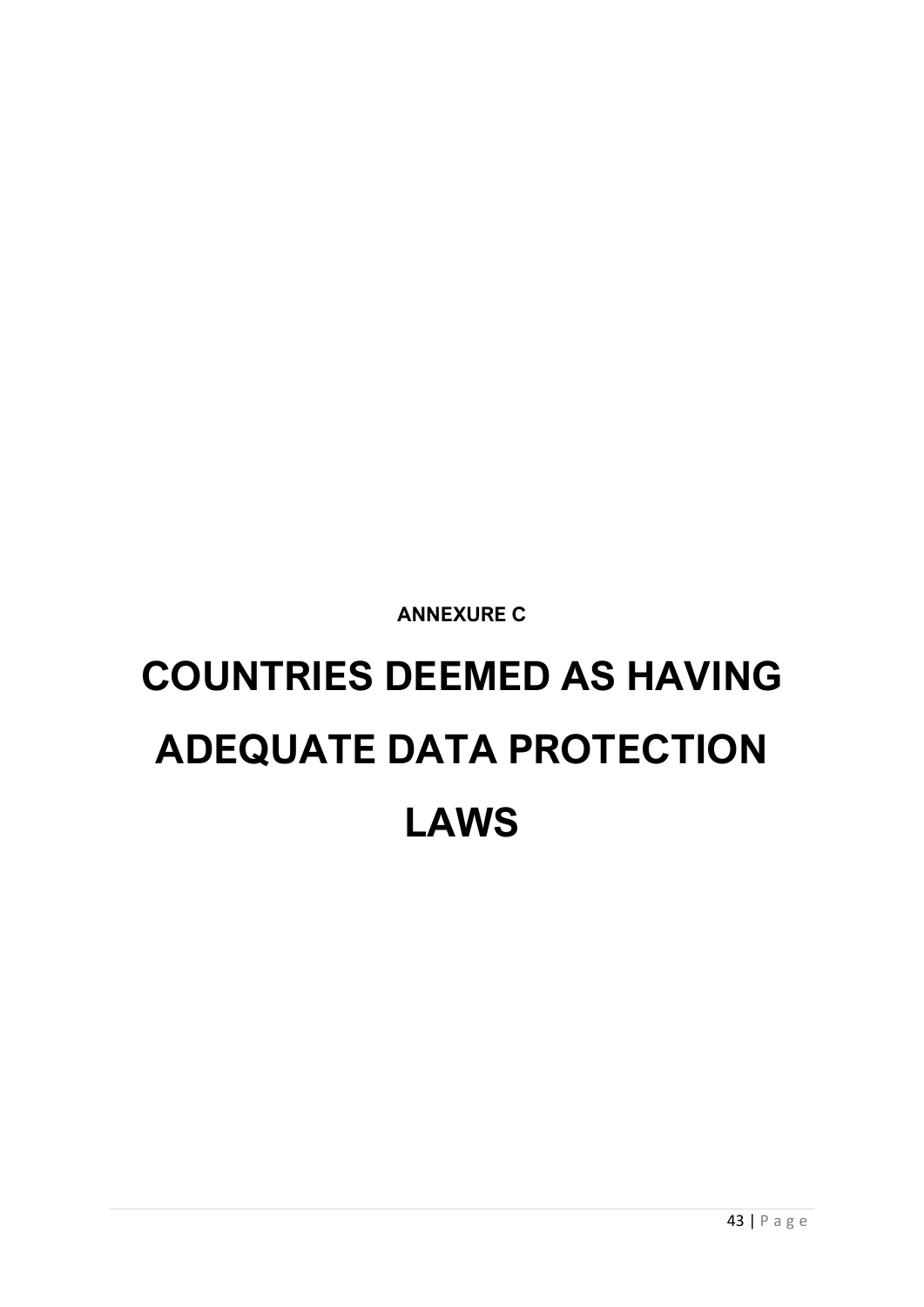**ANNEXURE C**

# COUNTRIES DEEMED AS HAVING ADEQUATE DATA PROTECTION LAWS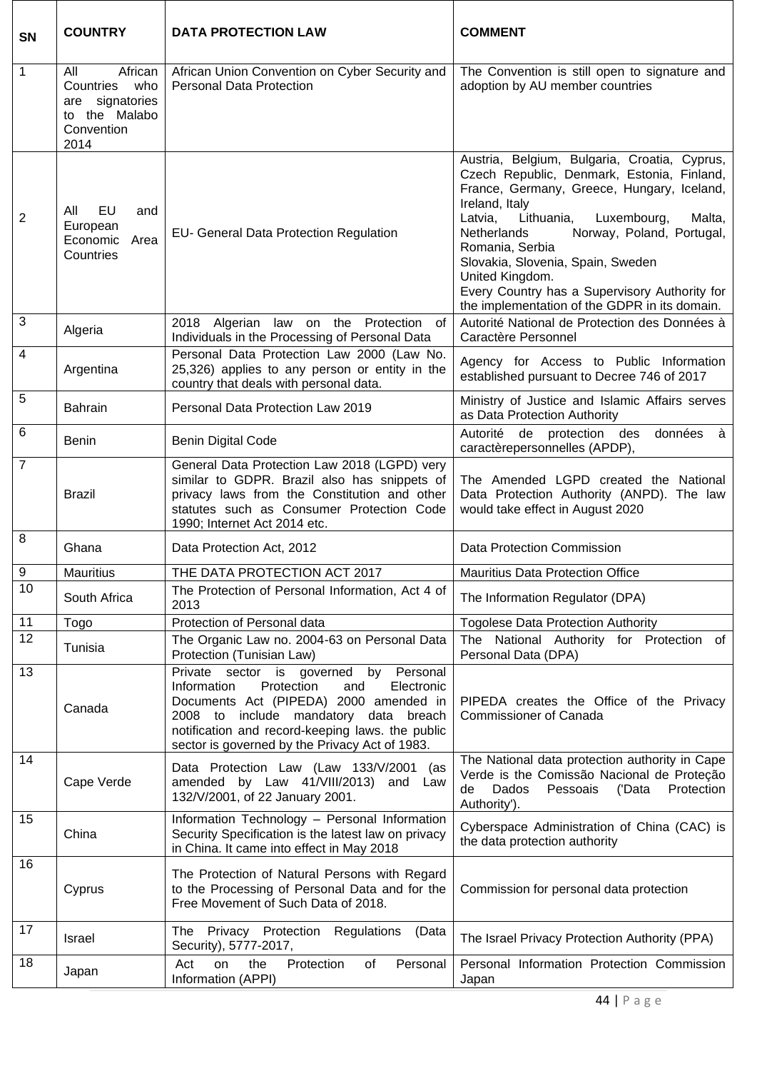| SN | COUNTRY | DATA PROTECTION LAW | COMMENT |
|---|---|---|---|
| 1 | All African Countries who are signatories to the Malabo Convention 2014 | African Union Convention on Cyber Security and Personal Data Protection | The Convention is still open to signature and adoption by AU member countries |
| 2 | All EU and European Economic Area Countries | EU- General Data Protection Regulation | Austria, Belgium, Bulgaria, Croatia, Cyprus, Czech Republic, Denmark, Estonia, Finland, France, Germany, Greece, Hungary, Iceland, Ireland, Italy<br>Latvia, Lithuania, Luxembourg, Malta, Netherlands Norway, Poland, Portugal, Romania, Serbia<br>Slovakia, Slovenia, Spain, Sweden<br>United Kingdom.<br>Every Country has a Supervisory Authority for the implementation of the GDPR in its domain. |
| 3 | Algeria | 2018 Algerian law on the Protection of Individuals in the Processing of Personal Data | Autorité National de Protection des Données à Caractère Personnel |
| 4 | Argentina | Personal Data Protection Law 2000 (Law No. 25,326) applies to any person or entity in the country that deals with personal data. | Agency for Access to Public Information established pursuant to Decree 746 of 2017 |
| 5 | Bahrain | Personal Data Protection Law 2019 | Ministry of Justice and Islamic Affairs serves as Data Protection Authority |
| 6 | Benin | Benin Digital Code | Autorité de protection des données à caractèrepersonnelles (APDP), |
| 7 | Brazil | General Data Protection Law 2018 (LGPD) very similar to GDPR. Brazil also has snippets of privacy laws from the Constitution and other statutes such as Consumer Protection Code 1990; Internet Act 2014 etc. | The Amended LGPD created the National Data Protection Authority (ANPD). The law would take effect in August 2020 |
| 8 | Ghana | Data Protection Act, 2012 | Data Protection Commission |
| 9 | Mauritius | THE DATA PROTECTION ACT 2017 | Mauritius Data Protection Office |
| 10 | South Africa | The Protection of Personal Information, Act 4 of 2013 | The Information Regulator (DPA) |
| 11 | Togo | Protection of Personal data | Togolese Data Protection Authority |
| 12 | Tunisia | The Organic Law no. 2004-63 on Personal Data Protection (Tunisian Law) | The National Authority for Protection of Personal Data (DPA) |
| 13 | Canada | Private sector is governed by Personal Information Protection and Electronic Documents Act (PIPEDA) 2000 amended in 2008 to include mandatory data breach notification and record-keeping laws. the public sector is governed by the Privacy Act of 1983. | PIPEDA creates the Office of the Privacy Commissioner of Canada |
| 14 | Cape Verde | Data Protection Law (Law 133/V/2001 (as amended by Law 41/VIII/2013) and Law 132/V/2001, of 22 January 2001. | The National data protection authority in Cape Verde is the Comissão Nacional de Proteção de Dados Pessoais ('Data Protection Authority'). |
| 15 | China | Information Technology – Personal Information Security Specification is the latest law on privacy in China. It came into effect in May 2018 | Cyberspace Administration of China (CAC) is the data protection authority |
| 16 | Cyprus | The Protection of Natural Persons with Regard to the Processing of Personal Data and for the Free Movement of Such Data of 2018. | Commission for personal data protection |
| 17 | Israel | The Privacy Protection Regulations (Data Security), 5777-2017, | The Israel Privacy Protection Authority (PPA) |
| 18 | Japan | Act on the Protection of Personal Information (APPI) | Personal Information Protection Commission Japan |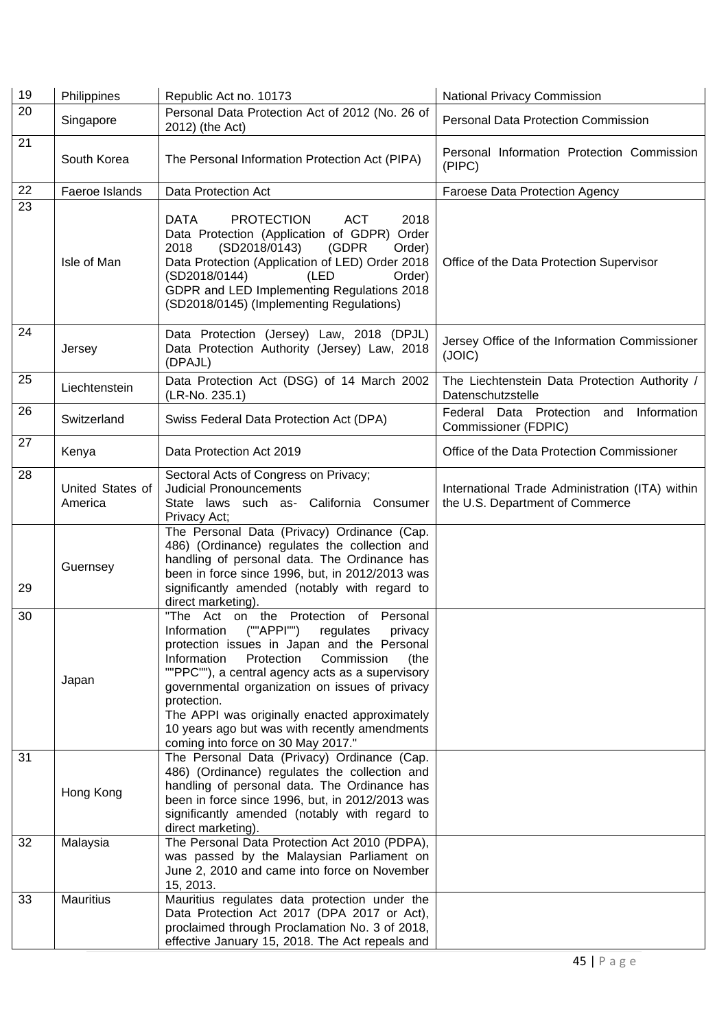| 19 | Philippines | Republic Act no. 10173 | National Privacy Commission |
|---|---|---|---|
| 20 | Singapore | Personal Data Protection Act of 2012 (No. 26 of 2012) (the Act) | Personal Data Protection Commission |
| 21 | South Korea | The Personal Information Protection Act (PIPA) | Personal Information Protection Commission (PIPC) |
| 22 | Faeroe Islands | Data Protection Act | Faroese Data Protection Agency |
| 23 | Isle of Man | DATA PROTECTION ACT 2018 Data Protection (Application of GDPR) Order 2018 (SD2018/0143) (GDPR Order) Data Protection (Application of LED) Order 2018 (SD2018/0144) (LED Order) GDPR and LED Implementing Regulations 2018 (SD2018/0145) (Implementing Regulations) | Office of the Data Protection Supervisor |
| 24 | Jersey | Data Protection (Jersey) Law, 2018 (DPJL) Data Protection Authority (Jersey) Law, 2018 (DPAJL) | Jersey Office of the Information Commissioner (JOIC) |
| 25 | Liechtenstein | Data Protection Act (DSG) of 14 March 2002 (LR-No. 235.1) | The Liechtenstein Data Protection Authority / Datenschutzstelle |
| 26 | Switzerland | Swiss Federal Data Protection Act (DPA) | Federal Data Protection and Information Commissioner (FDPIC) |
| 27 | Kenya | Data Protection Act 2019 | Office of the Data Protection Commissioner |
| 28 | United States of America | Sectoral Acts of Congress on Privacy; Judicial Pronouncements State laws such as- California Consumer Privacy Act; | International Trade Administration (ITA) within the U.S. Department of Commerce |
| 29 | Guernsey | The Personal Data (Privacy) Ordinance (Cap. 486) (Ordinance) regulates the collection and handling of personal data. The Ordinance has been in force since 1996, but, in 2012/2013 was significantly amended (notably with regard to direct marketing). | |
| 30 | Japan | "The Act on the Protection of Personal Information (""APPI"") regulates privacy protection issues in Japan and the Personal Information Protection Commission (the ""PPC""), a central agency acts as a supervisory governmental organization on issues of privacy protection. The APPI was originally enacted approximately 10 years ago but was with recently amendments coming into force on 30 May 2017." | |
| 31 | Hong Kong | The Personal Data (Privacy) Ordinance (Cap. 486) (Ordinance) regulates the collection and handling of personal data. The Ordinance has been in force since 1996, but, in 2012/2013 was significantly amended (notably with regard to direct marketing). | |
| 32 | Malaysia | The Personal Data Protection Act 2010 (PDPA), was passed by the Malaysian Parliament on June 2, 2010 and came into force on November 15, 2013. | |
| 33 | Mauritius | Mauritius regulates data protection under the Data Protection Act 2017 (DPA 2017 or Act), proclaimed through Proclamation No. 3 of 2018, effective January 15, 2018. The Act repeals and | |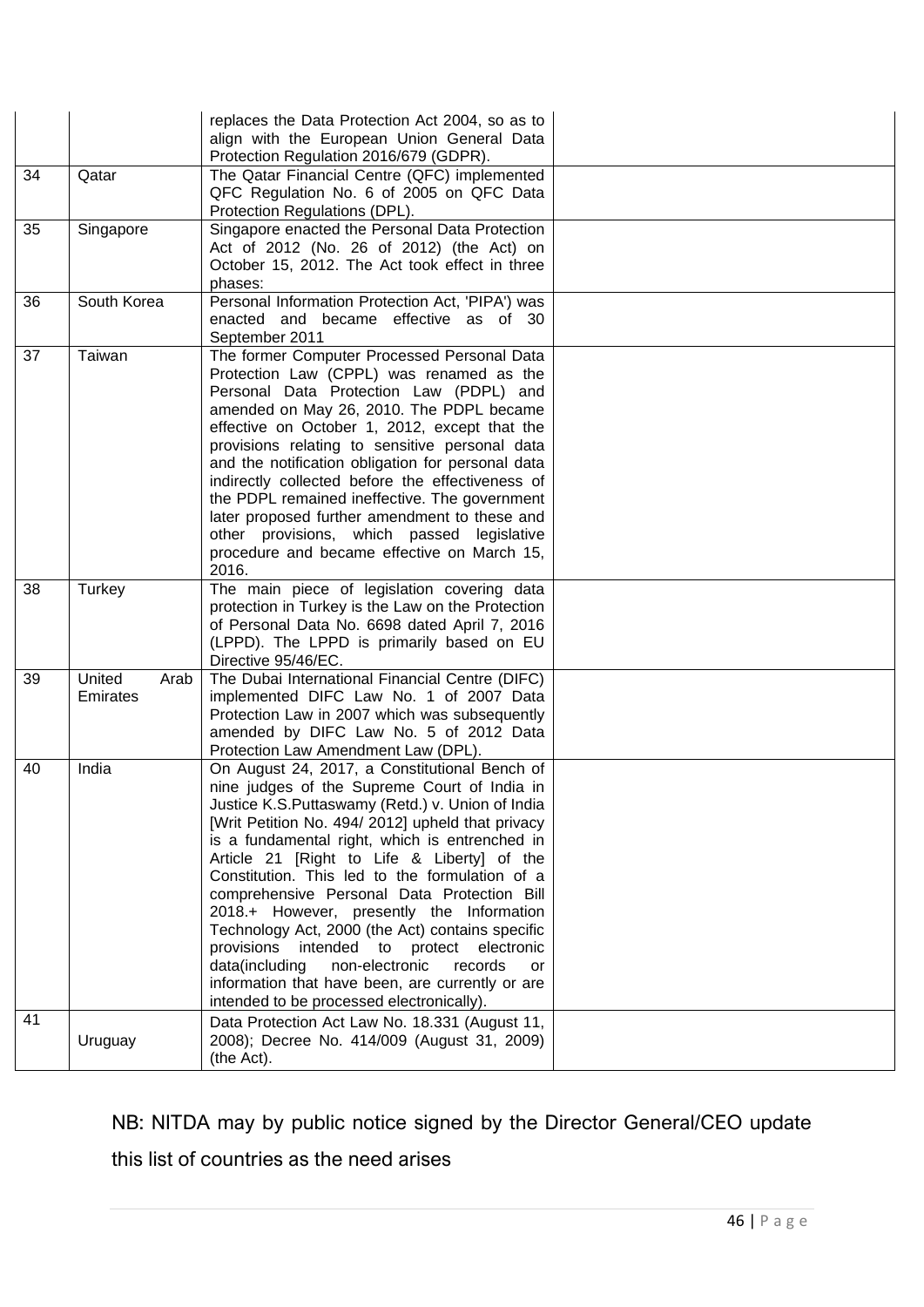|  |  |  |  |
|---|---|---|---|
|  |  | replaces the Data Protection Act 2004, so as to align with the European Union General Data Protection Regulation 2016/679 (GDPR). |  |
| 34 | Qatar | The Qatar Financial Centre (QFC) implemented QFC Regulation No. 6 of 2005 on QFC Data Protection Regulations (DPL). |  |
| 35 | Singapore | Singapore enacted the Personal Data Protection Act of 2012 (No. 26 of 2012) (the Act) on October 15, 2012. The Act took effect in three phases: |  |
| 36 | South Korea | Personal Information Protection Act, 'PIPA') was enacted and became effective as of 30 September 2011 |  |
| 37 | Taiwan | The former Computer Processed Personal Data Protection Law (CPPL) was renamed as the Personal Data Protection Law (PDPL) and amended on May 26, 2010. The PDPL became effective on October 1, 2012, except that the provisions relating to sensitive personal data and the notification obligation for personal data indirectly collected before the effectiveness of the PDPL remained ineffective. The government later proposed further amendment to these and other provisions, which passed legislative procedure and became effective on March 15, 2016. |  |
| 38 | Turkey | The main piece of legislation covering data protection in Turkey is the Law on the Protection of Personal Data No. 6698 dated April 7, 2016 (LPPD). The LPPD is primarily based on EU Directive 95/46/EC. |  |
| 39 | United Arab Emirates | The Dubai International Financial Centre (DIFC) implemented DIFC Law No. 1 of 2007 Data Protection Law in 2007 which was subsequently amended by DIFC Law No. 5 of 2012 Data Protection Law Amendment Law (DPL). |  |
| 40 | India | On August 24, 2017, a Constitutional Bench of nine judges of the Supreme Court of India in Justice K.S.Puttaswamy (Retd.) v. Union of India [Writ Petition No. 494/ 2012] upheld that privacy is a fundamental right, which is entrenched in Article 21 [Right to Life & Liberty] of the Constitution. This led to the formulation of a comprehensive Personal Data Protection Bill 2018.+ However, presently the Information Technology Act, 2000 (the Act) contains specific provisions intended to protect electronic data(including non-electronic records or information that have been, are currently or are intended to be processed electronically). |  |
| 41 | Uruguay | Data Protection Act Law No. 18.331 (August 11, 2008); Decree No. 414/009 (August 31, 2009) (the Act). |  |

NB: NITDA may by public notice signed by the Director General/CEO update this list of countries as the need arises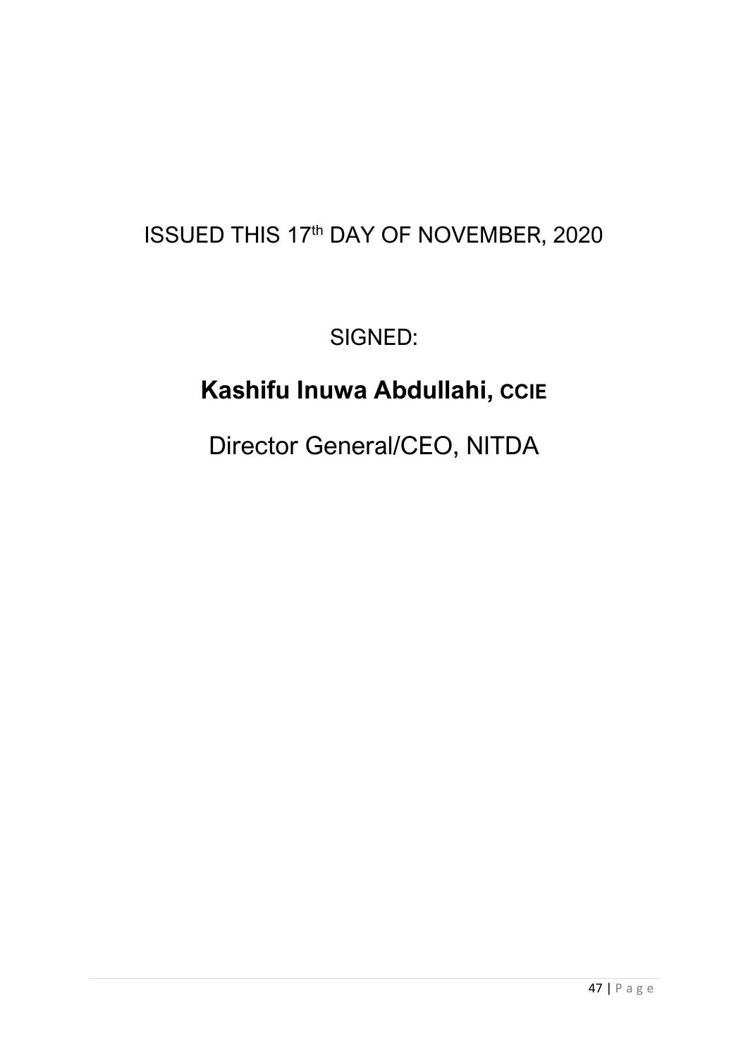ISSUED THIS 17th DAY OF NOVEMBER, 2020

SIGNED:

**Kashifu Inuwa Abdullahi, CCIE**

Director General/CEO, NITDA